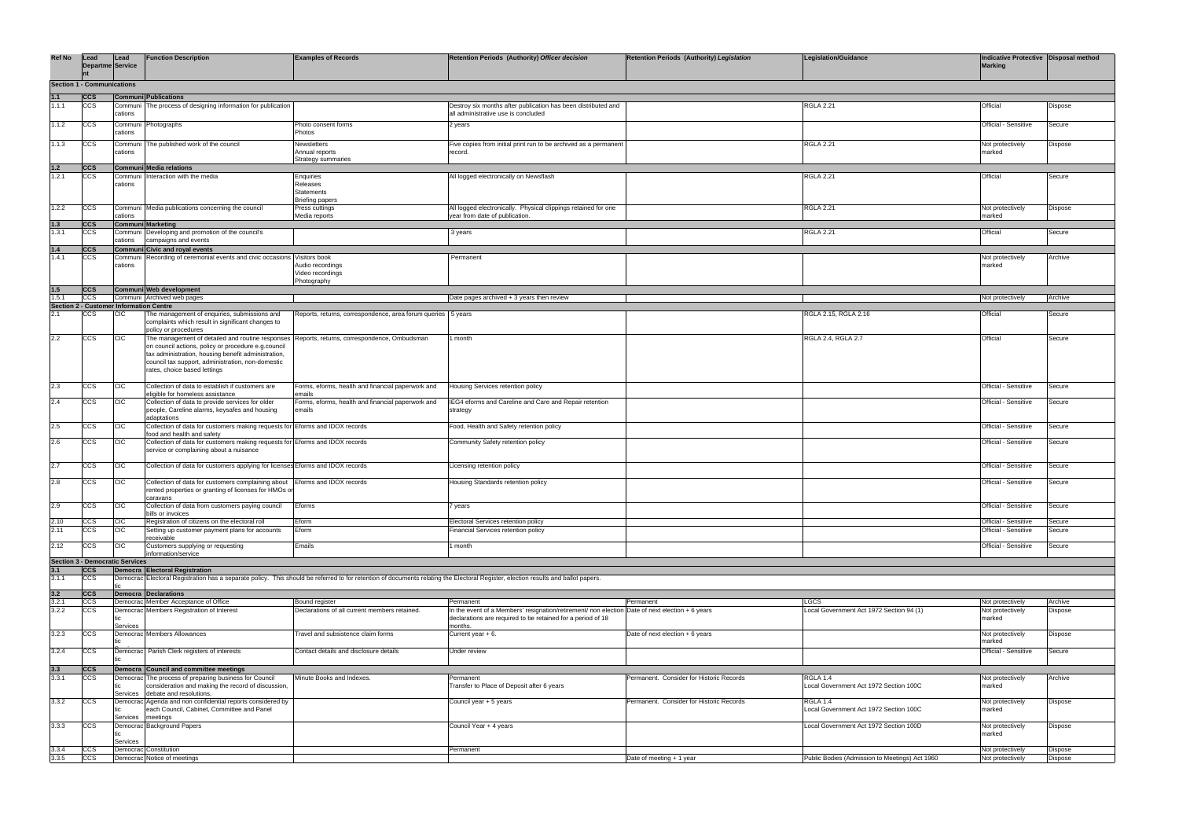| Ref No | Lead Department | Lead Service | Function Description | Examples of Records | Retention Periods (Authority) *Officer decision* | Retention Periods (Authority) *Legislation* | Legislation/Guidance | Indicative Protective Marking | Disposal method |
|---|---|---|---|---|---|---|---|---|---|
| **Section 1 - Communications** | | | | | | | | | |
| **1.1** | **CCS** | **Communications** | **Publications** | | | | | | |
| 1.1.1 | CCS | Communications | The process of designing information for publication | | Destroy six months after publication has been distributed and all administrative use is concluded | | RGLA 2.21 | Official | Dispose |
| 1.1.2 | CCS | Communications | Photographs | Photo consent forms<br>Photos | 2 years | | | Official - Sensitive | Secure |
| 1.1.3 | CCS | Communications | The published work of the council | Newsletters<br>Annual reports<br>Strategy summaries | Five copies from initial print run to be archived as a permanent record. | | RGLA 2.21 | Not protectively marked | Dispose |
| **1.2** | **CCS** | **Communications** | **Media relations** | | | | | | |
| 1.2.1 | CCS | Communications | Interaction with the media | Enquiries<br>Releases<br>Statements<br>Briefing papers | All logged electronically on Newsflash | | RGLA 2.21 | Official | Secure |
| 1.2.2 | CCS | Communications | Media publications concerning the council | Press cuttings<br>Media reports | All logged electronically. Physical clippings retained for one year from date of publication. | | RGLA 2.21 | Not protectively marked | Dispose |
| **1.3** | **CCS** | **Communications** | **Marketing** | | | | | | |
| 1.3.1 | CCS | Communications | Developing and promotion of the council's campaigns and events | | 3 years | | RGLA 2.21 | Official | Secure |
| **1.4** | **CCS** | **Communications** | **Civic and royal events** | | | | | | |
| 1.4.1 | CCS | Communications | Recording of ceremonial events and civic occasions | Visitors book<br>Audio recordings<br>Video recordings<br>Photography | Permanent | | | Not protectively marked | Archive |
| **1.5** | **CCS** | **Communications** | **Web development** | | | | | | |
| 1.5.1 | CCS | Communications | Archived web pages | | Date pages archived + 3 years then review | | | Not protectively | Archive |
| **Section 2 - Customer Information Centre** | | | | | | | | | |
| 2.1 | CCS | CIC | The management of enquiries, submissions and complaints which result in significant changes to policy or procedures | Reports, returns, correspondence, area forum queries | 5 years | | RGLA 2.15, RGLA 2.16 | Official | Secure |
| 2.2 | CCS | CIC | The management of detailed and routine responses on council actions, policy or procedure e.g.council tax administration, housing benefit administration, council tax support, administration, non-domestic rates, choice based lettings | Reports, returns, correspondence, Ombudsman | 1 month | | RGLA 2.4, RGLA 2.7 | Official | Secure |
| 2.3 | CCS | CIC | Collection of data to establish if customers are eligible for homeless assistance | Forms, eforms, health and financial paperwork and emails | Housing Services retention policy | | | Official - Sensitive | Secure |
| 2.4 | CCS | CIC | Collection of data to provide services for older people, Careline alarms, keysafes and housing adaptations | Forms, eforms, health and financial paperwork and emails | IEG4 eforms and Careline and Care and Repair retention strategy | | | Official - Sensitive | Secure |
| 2.5 | CCS | CIC | Collection of data for customers making requests for food and health and safety | Eforms and IDOX records | Food, Health and Safety retention policy | | | Official - Sensitive | Secure |
| 2.6 | CCS | CIC | Collection of data for customers making requests for service or complaining about a nuisance | Eforms and IDOX records | Community Safety retention policy | | | Official - Sensitive | Secure |
| 2.7 | CCS | CIC | Collection of data for customers applying for licenses | Eforms and IDOX records | Licensing retention policy | | | Official - Sensitive | Secure |
| 2.8 | CCS | CIC | Collection of data for customers complaining about rented properties or granting of licenses for HMOs or caravans | Eforms and IDOX records | Housing Standards retention policy | | | Official - Sensitive | Secure |
| 2.9 | CCS | CIC | Collection of data from customers paying council bills or invoices | Eforms | 7 years | | | Official - Sensitive | Secure |
| 2.10 | CCS | CIC | Registration of citizens on the electoral roll | Eform | Electoral Services retention policy | | | Official - Sensitive | Secure |
| 2.11 | CCS | CIC | Setting up customer payment plans for accounts receivable | Eform | Financial Services retention policy | | | Official - Sensitive | Secure |
| 2.12 | CCS | CIC | Customers supplying or requesting information/service | Emails | 1 month | | | Official - Sensitive | Secure |
| **Section 3 - Democratic Services** | | | | | | | | | |
| **3.1** | **CCS** | **Democratic** | **Electoral Registration** | | | | | | |
| 3.1.1 | CCS | Democratic | Electoral Registration has a separate policy. This should be referred to for retention of documents relating the Electoral Register, election results and ballot papers. | | | | | | |
| **3.2** | **CCS** | **Democratic** | **Declarations** | | | | | | |
| 3.2.1 | CCS | Democratic | Member Acceptance of Office | Bound register | Permanent | Permanent | LGCS | Not protectively | Archive |
| 3.2.2 | CCS | Democratic Services | Members Registration of Interest | Declarations of all current members retained. | In the event of a Members' resignation/retirement/ non election declarations are required to be retained for a period of 18 months. | Date of next election + 6 years | Local Government Act 1972 Section 94 (1) | Not protectively marked | Dispose |
| 3.2.3 | CCS | Democratic | Members Allowances | Travel and subsistence claim forms | Current year + 6. | Date of next election + 6 years | | Not protectively marked | Dispose |
| 3.2.4 | CCS | Democratic | Parish Clerk registers of interests | Contact details and disclosure details | Under review | | | Official - Sensitive | Secure |
| **3.3** | **CCS** | **Democratic** | **Council and committee meetings** | | | | | | |
| 3.3.1 | CCS | Democratic Services | The process of preparing business for Council consideration and making the record of discussion, debate and resolutions. | Minute Books and Indexes. | Permanent<br>Transfer to Place of Deposit after 6 years | Permanent. Consider for Historic Records | RGLA 1.4<br>Local Government Act 1972 Section 100C | Not protectively marked | Archive |
| 3.3.2 | CCS | Democratic Services | Agenda and non confidential reports considered by each Council, Cabinet, Committee and Panel meetings | | Council year + 5 years | Permanent. Consider for Historic Records | RGLA 1.4<br>Local Government Act 1972 Section 100C | Not protectively marked | Dispose |
| 3.3.3 | CCS | Democratic Services | Background Papers | | Council Year + 4 years | | Local Government Act 1972 Section 100D | Not protectively marked | Dispose |
| 3.3.4 | CCS | Democratic | Constitution | | Permanent | | | Not protectively | Dispose |
| 3.3.5 | CCS | Democratic | Notice of meetings | | | Date of meeting + 1 year | Public Bodies (Admission to Meetings) Act 1960 | Not protectively | Dispose |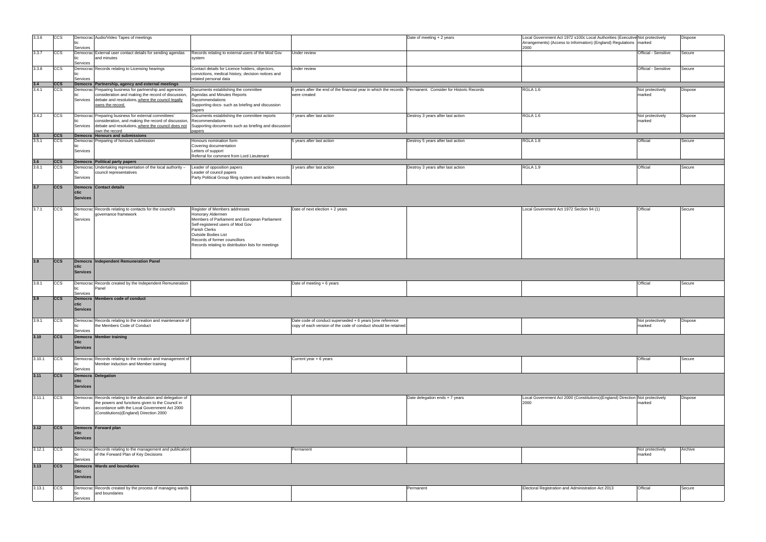| 3.3.6 | CCS | Democratic Services | Audio/Video Tapes of meetings | | | Date of meeting + 2 years | Local Government Act 1972 s100c Local Authorities (Executive Arrangements) (Access to Information) (England) Regulations 2000 | Not protectively marked | Dispose |
|---|---|---|---|---|---|---|---|---|---|
| 3.3.7 | CCS | Democratic Services | External user contact details for sending agendas and minutes | Records relating to external users of the Mod Gov system | Under review | | | Official - Sensitive | Secure |
| 3.3.8 | CCS | Democratic Services | Records relating to Licensing hearings | Contact details for Licence holders, objectors, convictions, medical history, decision notices and related personal data | Under review | | | Official - Sensitive | Secure |
| **3.4** | **CCS** | **Democratic Services** | **Partnership, agency and external meetings** | | | | | | |
| 3.4.1 | CCS | Democratic Services | Preparing business for partnership and agencies consideration and making the record of discussion, debate and resolutions, where the council legally owns the record. | Documents establishing the committee<br>Agendas and Minutes Reports<br>Recommendations<br>Supporting docs- such as briefing and discussion papers | 6 years after the end of the financial year in which the records were created | Permanent. Consider for Historic Records | RGLA 1.6 | Not protectively marked | Dispose |
| 3.4.2 | CCS | Democratic Services | Preparing business for external committees' consideration, and making the record of discussion, debate and resolutions, where the council does not own the record | Documents establishing the committee reports<br>Recommendations<br>Supporting documents such as briefing and discussion papers | 7 years after last action | Destroy 3 years after last action | RGLA 1.6 | Not protectively marked | Dispose |
| **3.5** | **CCS** | **Democratic Services** | **Honours and submissions** | | | | | | |
| 3.5.1 | CCS | Democratic Services | Preparing of honours submission | Honours nomination form<br>Covering documentation<br>Letters of support<br>Referral for comment from Lord Lieutenant | 5 years after last action | Destroy 5 years after last action | RGLA 1.8 | Official | Secure |
| **3.6** | **CCS** | **Democratic Services** | **Political party papers** | | | | | | |
| 3.6.1 | CCS | Democratic Services | Undertaking representation of the local authority – council representatives | Leader of opposition papers<br>Leader of council papers<br>Party Political Group filing system and leaders records | 3 years after last action | Destroy 3 years after last action | RGLA 1.9 | Official | Secure |
| **3.7** | **CCS** | **Democratic Services** | **Contact details** | | | | | | |
| 3.7.1 | CCS | Democratic Services | Records relating to contacts for the council's governance framework | Register of Members addresses<br>Honorary Aldermen<br>Members of Parliament and European Parliament<br>Self-registered users of Mod Gov<br>Parish Clerks<br>Outside Bodies List<br>Records of former councillors<br>Records relating to distribution lists for meetings | Date of next election + 2 years | | Local Government Act 1972 Section 94 (1) | Official | Secure |
| **3.8** | **CCS** | **Democratic Services** | **Independent Remuneration Panel** | | | | | | |
| 3.8.1 | CCS | Democratic Services | Records created by the Independent Remuneration Panel | | Date of meeting + 6 years | | | Official | Secure |
| **3.9** | **CCS** | **Democratic Services** | **Members code of conduct** | | | | | | |
| 3.9.1 | CCS | Democratic Services | Records relating to the creation and maintenance of the Members Code of Conduct | | Date code of conduct superseded + 6 years [one reference copy of each version of the code of conduct should be retained | | | Not protectively marked | Dispose |
| **3.10** | **CCS** | **Democratic Services** | **Member training** | | | | | | |
| 3.10.1 | CCS | Democratic Services | Records relating to the creation and management of Member induction and Member training | | Current year + 6 years | | | Official | Secure |
| **3.11** | **CCS** | **Democratic Services** | **Delegation** | | | | | | |
| 3.11.1 | CCS | Democratic Services | Records relating to the allocation and delegation of the powers and functions given to the Council in accordance with the Local Government Act 2000 (Constitutions)(England) Direction 2000 | | | Date delegation ends + 7 years | Local Government Act 2000 (Constitutions)(England) Direction 2000 | Not protectively marked | Dispose |
| **3.12** | **CCS** | **Democratic Services** | **Forward plan** | | | | | | |
| 3.12.1 | CCS | Democratic Services | Records relating to the management and publication of the Forward Plan of Key Decisions | | Permanent | | | Not protectively marked | Archive |
| **3.13** | **CCS** | **Democratic Services** | **Wards and boundaries** | | | | | | |
| 3.13.1 | CCS | Democratic Services | Records created by the process of managing wards and boundaries | | | Permanent | Electoral Registration and Administration Act 2013 | Official | Secure |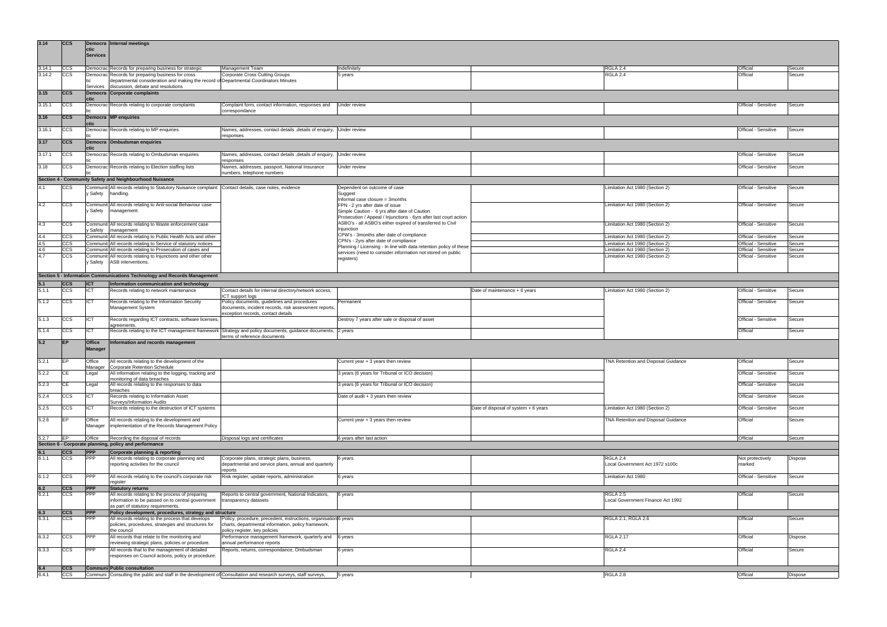| | | | | | | | | | |
|---|---|---|---|---|---|---|---|---|---|
| **3.14** | **CCS** | **Democratic Services** | **Internal meetings** | | | | | | |
| 3.14.1 | CCS | Democratic | Records for preparing business for strategic | Management Team | Indefinitely | | RGLA 2.4 | Official | Secure |
| 3.14.2 | CCS | Democratic Services | Records for preparing business for cross departmental consideration and making the record of discussion, debate and resolutions | Corporate Cross Cutting Groups Departmental Coordinators Minutes | 5 years | | RGLA 2.4 | Official | Secure |
| **3.15** | **CCS** | **Democratic** | **Corporate complaints** | | | | | | |
| 3.15.1 | CCS | Democratic | Records relating to corporate complaints | Complaint form, contact information, responses and correspondance | Under review | | | Official - Sensitive | Secure |
| **3.16** | **CCS** | **Democratic** | **MP enquiries** | | | | | | |
| 3.16.1 | CCS | Democratic | Records relating to MP enquiries | Names, addresses, contact details ,details of enquiry, responses | Under review | | | Official - Sensitive | Secure |
| **3.17** | **CCS** | **Democratic** | **Ombudsman enquiries** | | | | | | |
| 3.17.1 | CCS | Democratic | Records relating to Ombudsman enquiries | Names, addresses, contact details ,details of enquiry, responses | Under review | | | Official - Sensitive | Secure |
| 3.18 | CCS | Democratic | Records relating to Election staffing lists | Names, addresses, passport, National Insurance numbers, telephone numbers | Under review | | | Official - Sensitive | Secure |
| **Section 4 - Community Safety and Neighbourhood Nuisance** | | | | | | | | | |
| 4.1 | CCS | Community Safety | All records relating to Statutory Nuisance complaint handling. | Contact details, case notes, evidence | Dependent on outcome of case Suggest Informal case closure = 3months FPN - 2 yrs after date of issue Simple Caution - 6 yrs after date of Caution Prosecution / Appeal / Injunctions - 6yrs after last court action ASBO's - all ASBO's either expired of transferred to Civil Injunction CPW's - 3months after date of compliance CPN's - 2yrs after date of compliance Planning / Licensing - In line with data retention policy of these services (need to consider information not stored on public registers) | | Limitation Act 1980 (Section 2) | Official - Sensitive | Secure |
| 4.2 | CCS | Community Safety | All records relating to Anti-social Behaviour case management | | | | Limitation Act 1980 (Section 2) | Official - Sensitive | Secure |
| 4.3 | CCS | Community Safety | All records relating to Waste enforcement case management | | | | Limitation Act 1980 (Section 2) | Official - Sensitive | Secure |
| 4.4 | CCS | Community | All records relating to Public Health Acts and other | | | | Limitation Act 1980 (Section 2) | Official - Sensitive | Secure |
| 4.5 | CCS | Community | All records relating to Service of statutory notices | | | | Limitation Act 1980 (Section 2) | Official - Sensitive | Secure |
| 4.6 | CCS | Community | All records relating to Prosecution of cases and | | | | Limitation Act 1980 (Section 2) | Official - Sensitive | Secure |
| 4.7 | CCS | Community Safety | All records relating to Injunctions and other other ASB interventions. | | | | Limitation Act 1980 (Section 2) | Official - Sensitive | Secure |
| **Section 5 - Information Communications Technology and Records Management** | | | | | | | | | |
| **5.1** | **CCS** | **ICT** | **Information communication and technology** | | | | | | |
| 5.1.1 | CCS | ICT | Records relating to network maintenance | Contact details for internal directory/network access, ICT support logs | | Date of maintenance + 6 years | Limitation Act 1980 (Section 2) | Official - Sensitive | Secure |
| 5.1.2 | CCS | ICT | Records relating to the Information Security Management System | Policy documents, guidelines and procedures documents, incident records, risk assessment reports, exception records, contact details | Permanent | | | Official - Sensitive | Secure |
| 5.1.3 | CCS | ICT | Records regarding ICT contracts, software licenses, agreements. | | Destroy 7 years after sale or disposal of asset | | | Official - Sensitive | Secure |
| 5.1.4 | CCS | ICT | Records relating to the ICT management framework | Strategy and policy documents, guidance documents, terms of reference documents | 2 years | | | Official | Secure |
| **5.2** | **EP** | **Office Manager** | **Information and records management** | | | | | | |
| 5.2.1 | EP | Office Manager | All records relating to the development of the Corporate Retention Schedule | | Current year + 3 years then review | | TNA Retention and Disposal Guidance | Official | Secure |
| 5.2.2 | CE | Legal | All information relating to the logging, tracking and monitoring of data breaches | | 3 years (6 years for Tribunal or ICO decision) | | | Official - Sensitive | Secure |
| 5.2.3 | CE | Legal | All records relating to the responses to data breaches | | 3 years (6 years for Tribunal or ICO decision) | | | Official - Sensitive | Secure |
| 5.2.4 | CCS | ICT | Records relating to Information Asset Surveys/Information Audits | | Date of audit + 3 years then review | | | Official - Sensitive | Secure |
| 5.2.5 | CCS | ICT | Records relating to the destruction of ICT systems | | | Date of disposal of system + 6 years | Limitation Act 1980 (Section 2) | Official - Sensitive | Secure |
| 5.2.6 | EP | Office Manager | All records relating to the development and implementation of the Records Management Policy | | Current year + 3 years then review | | TNA Retention and Disposal Guidance | Official | Secure |
| 5.2.7 | EP | Office | Recording the disposal of records | Disposal logs and certificates | 6 years after last action | | | Official | Secure |
| **Section 6 - Corporate planning, policy and performance** | | | | | | | | | |
| **6.1** | **CCS** | **PPP** | **Corporate planning & reporting** | | | | | | |
| 6.1.1 | CCS | PPP | All records relating to corporate planning and reporting activities for the council | Corporate plans, strategic plans, business, departmental and service plans, annual and quarterly reports | 6 years | | RGLA 2.4 Local Government Act 1972 s100c | Not protectively marked | Dispose |
| 6.1.2 | CCS | PPP | All records relating to the council's corporate risk register | Risk register, update reports, administration | 6 years | | Limitation Act 1980 | Official - Sensitive | Secure |
| **6.2** | **CCS** | **PPP** | **Statutory returns** | | | | | | |
| 6.2.1 | CCS | PPP | All records relating to the process of preparing information to be passed on to central government as part of statutory requirements. | Reports to central government, National Indicators, transparency datasets | 6 years | | RGLA 2.5 Local Government Finance Act 1992 | Official | Secure |
| **6.3** | **CCS** | **PPP** | **Policy development, procedures, strategy and structure** | | | | | | |
| 6.3.1 | CCS | PPP | All records relating to the process that develops policies, procedures, strategies and structures for the council | Policy, procedure, precedent, instructions, organisation charts, departmental information, policy framework, policy register, key policies | 6 years | | RGLA 2.1, RGLA 2.6 | Official | Secure |
| 6.3.2 | CCS | PPP | All records that relate to the monitoring and reviewing strategic plans, policies or procedure. | Performance management framework, quarterly and annual performance reports | 6 years | | RGLA 2.17 | Official | Dispose |
| 6.3.3 | CCS | PPP | All records that to the management of detailed responses on Council actions, policy or procedure. | Reports, returns, correspondance, Ombudsman | 6 years | | RGLA 2.4 | Official | Secure |
| **6.4** | **CCS** | **Communi** | **Public consultation** | | | | | | |
| 6.4.1 | CCS | Communi | Consulting the public and staff in the development of | Consultation and research surveys, staff surveys, | 5 years | | RGLA 2.8 | Official | Dispose |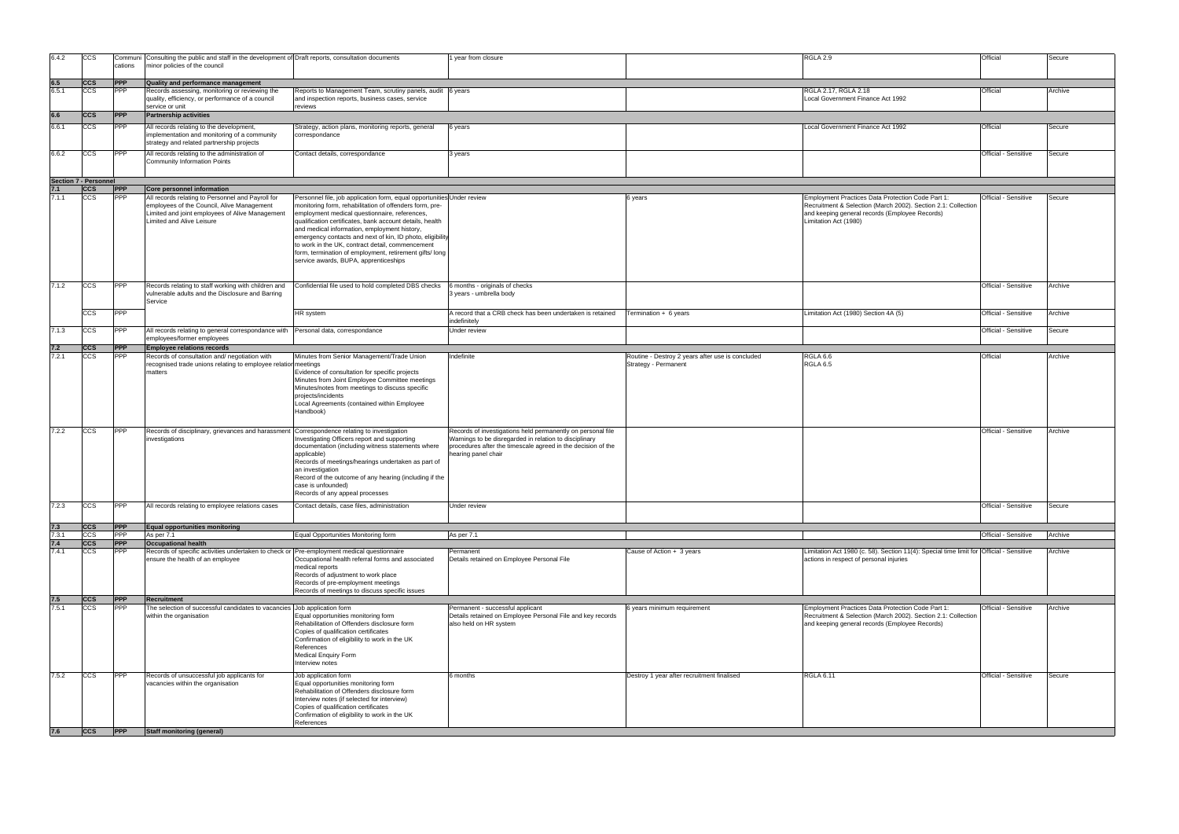| | | | | | | | | | |
|---|---|---|---|---|---|---|---|---|---|
| 6.4.2 | CCS | Communi cations | Consulting the public and staff in the development of minor policies of the council | Draft reports, consultation documents | 1 year from closure | | RGLA 2.9 | Official | Secure |
| **6.5** | **CCS** | **PPP** | **Quality and performance management** | | | | | | |
| 6.5.1 | CCS | PPP | Records assessing, monitoring or reviewing the quality, efficiency, or performance of a council service or unit | Reports to Management Team, scrutiny panels, audit and inspection reports, business cases, service reviews | 6 years | | RGLA 2.17, RGLA 2.18<br>Local Government Finance Act 1992 | Official | Archive |
| **6.6** | **CCS** | **PPP** | **Partnership activities** | | | | | | |
| 6.6.1 | CCS | PPP | All records relating to the development, implementation and monitoring of a community strategy and related partnership projects | Strategy, action plans, monitoring reports, general correspondance | 6 years | | Local Government Finance Act 1992 | Official | Secure |
| 6.6.2 | CCS | PPP | All records relating to the administration of Community Information Points | Contact details, correspondance | 3 years | | | Official - Sensitive | Secure |
| **Section 7 - Personnel** | | | | | | | | | |
| **7.1** | **CCS** | **PPP** | **Core personnel information** | | | | | | |
| 7.1.1 | CCS | PPP | All records relating to Personnel and Payroll for employees of the Council, Alive Management Limited and joint employees of Alive Management Limited and Alive Leisure | Personnel file, job application form, equal opportunities monitoring form, rehabilitation of offenders form, pre-employment medical questionnaire, references, qualification certificates, bank account details, health and medical information, employment history, emergency contacts and next of kin, ID photo, eligibility to work in the UK, contract detail, commencement form, termination of employment, retirement gifts/ long service awards, BUPA, apprenticeships | Under review | 6 years | Employment Practices Data Protection Code Part 1: Recruitment & Selection (March 2002). Section 2.1: Collection and keeping general records (Employee Records)<br>Limitation Act (1980) | Official - Sensitive | Secure |
| 7.1.2 | CCS | PPP | Records relating to staff working with children and vulnerable adults and the Disclosure and Barring Service | Confidential file used to hold completed DBS checks | 6 months - originals of checks<br>3 years - umbrella body | | | Official - Sensitive | Archive |
| | CCS | PPP | | HR system | A record that a CRB check has been undertaken is retained indefinitely | Termination + 6 years | Limitation Act (1980) Section 4A (5) | Official - Sensitive | Archive |
| 7.1.3 | CCS | PPP | All records relating to general correspondance with employees/former employees | Personal data, correspondance | Under review | | | Official - Sensitive | Secure |
| **7.2** | **CCS** | **PPP** | **Employee relations records** | | | | | | |
| 7.2.1 | CCS | PPP | Records of consultation and/ negotiation with recognised trade unions relating to employee relation matters | Minutes from Senior Management/Trade Union meetings<br>Evidence of consultation for specific projects<br>Minutes from Joint Employee Committee meetings<br>Minutes/notes from meetings to discuss specific projects/incidents<br>Local Agreements (contained within Employee Handbook) | Indefinite | Routine - Destroy 2 years after use is concluded<br>Strategy - Permanent | RGLA 6.6<br>RGLA 6.5 | Official | Archive |
| 7.2.2 | CCS | PPP | Records of disciplinary, grievances and harassment investigations | Correspondence relating to investigation<br>Investigating Officers report and supporting documentation (including witness statements where applicable)<br>Records of meetings/hearings undertaken as part of an investigation<br>Record of the outcome of any hearing (including if the case is unfounded)<br>Records of any appeal processes | Records of investigations held permanently on personal file<br>Warnings to be disregarded in relation to disciplinary procedures after the timescale agreed in the decision of the hearing panel chair | | | Official - Sensitive | Archive |
| 7.2.3 | CCS | PPP | All records relating to employee relations cases | Contact details, case files, administration | Under review | | | Official - Sensitive | Secure |
| **7.3** | **CCS** | **PPP** | **Equal opportunities monitoring** | | | | | | |
| 7.3.1 | CCS | PPP | As per 7.1 | Equal Opportunities Monitoring form | As per 7.1 | | | Official - Sensitive | Archive |
| **7.4** | **CCS** | **PPP** | **Occupational health** | | | | | | |
| 7.4.1 | CCS | PPP | Records of specific activities undertaken to check or ensure the health of an employee | Pre-employment medical questionnaire<br>Occupational health referral forms and associated medical reports<br>Records of adjustment to work place<br>Records of pre-employment meetings<br>Records of meetings to discuss specific issues | Permanent<br>Details retained on Employee Personal File | Cause of Action + 3 years | Limitation Act 1980 (c. 58). Section 11(4): Special time limit for actions in respect of personal injuries | Official - Sensitive | Archive |
| **7.5** | **CCS** | **PPP** | **Recruitment** | | | | | | |
| 7.5.1 | CCS | PPP | The selection of successful candidates to vacancies within the organisation | Job application form<br>Equal opportunities monitoring form<br>Rehabilitation of Offenders disclosure form<br>Copies of qualification certificates<br>Confirmation of eligibility to work in the UK<br>References<br>Medical Enquiry Form<br>Interview notes | Permanent - successful applicant<br>Details retained on Employee Personal File and key records also held on HR system | 6 years minimum requirement | Employment Practices Data Protection Code Part 1: Recruitment & Selection (March 2002). Section 2.1: Collection and keeping general records (Employee Records) | Official - Sensitive | Archive |
| 7.5.2 | CCS | PPP | Records of unsuccessful job applicants for vacancies within the organisation | Job application form<br>Equal opportunities monitoring form<br>Rehabilitation of Offenders disclosure form<br>Interview notes (if selected for interview)<br>Copies of qualification certificates<br>Confirmation of eligibility to work in the UK<br>References | 6 months | Destroy 1 year after recruitment finalised | RGLA 6.11 | Official - Sensitive | Secure |
| **7.6** | **CCS** | **PPP** | **Staff monitoring (general)** | | | | | | |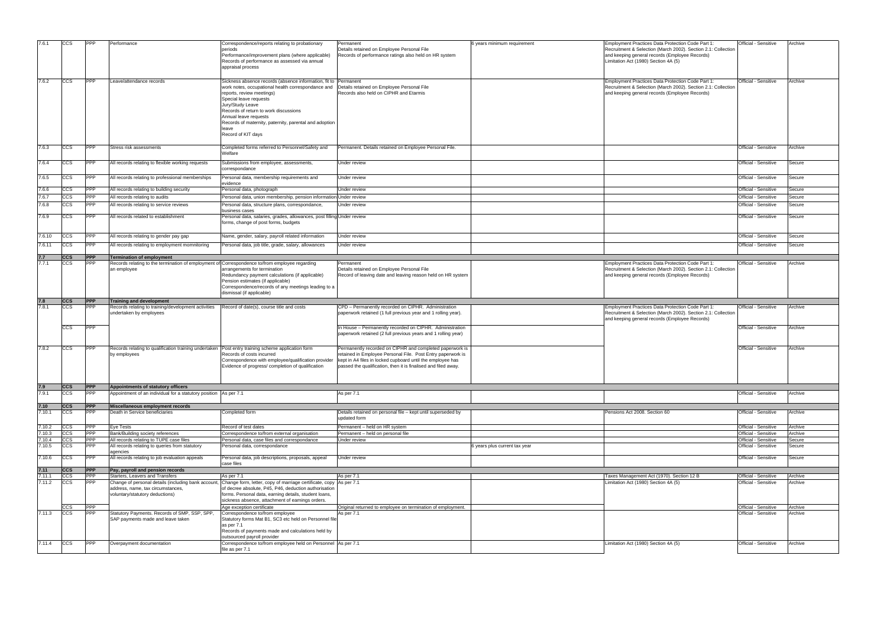| 7.6.1 | CCS | PPP | Performance | Correspondence/reports relating to probationary periods<br>Performance/improvement plans (where applicable)<br>Records of performance as assessed via annual appraisal process | Permanent<br>Details retained on Employee Personal File<br>Records of performance ratings also held on HR system | 6 years minimum requirement | Employment Practices Data Protection Code Part 1: Recruitment & Selection (March 2002). Section 2.1: Collection and keeping general records (Employee Records)<br>Limitation Act (1980) Section 4A (5) | Official - Sensitive | Archive |
|---|---|---|---|---|---|---|---|---|---|
| 7.6.2 | CCS | PPP | Leave/attendance records | Sickness absence records (absence information, fit to work notes, occupational health correspondence and reports, review meetings)<br>Special leave requests<br>Jury/Study Leave<br>Records of return to work discussions<br>Annual leave requests<br>Records of maternity, paternity, parental and adoption leave<br>Record of KIT days | Permanent<br>Details retained on Employee Personal File<br>Records also held on CIPHR and Etarmis | | Employment Practices Data Protection Code Part 1: Recruitment & Selection (March 2002). Section 2.1: Collection and keeping general records (Employee Records) | Official - Sensitive | Archive |
| 7.6.3 | CCS | PPP | Stress risk assessments | Completed forms referred to Personnel/Safety and Welfare | Permanent. Details retained on Employee Personal File. | | | Official - Sensitive | Archive |
| 7.6.4 | CCS | PPP | All records relating to flexible working requests | Submissions from employee, assessments, correspondance | Under review | | | Official - Sensitive | Secure |
| 7.6.5 | CCS | PPP | All records relating to professional memberships | Personal data, membership requirements and evidence | Under review | | | Official - Sensitive | Secure |
| 7.6.6 | CCS | PPP | All records relating to building security | Personal data, photograph | Under review | | | Official - Sensitive | Secure |
| 7.6.7 | CCS | PPP | All records relating to audits | Personal data, union membership, pension information | Under review | | | Official - Sensitive | Secure |
| 7.6.8 | CCS | PPP | All records relating to service reviews | Personal data, structure plans, correspondance, business cases | Under review | | | Official - Sensitive | Secure |
| 7.6.9 | CCS | PPP | All records related to establishment | Personal data, salaries, grades, allowances, post filling forms, change of post forms, budgets | Under review | | | Official - Sensitive | Secure |
| 7.6.10 | CCS | PPP | All records relating to gender pay gap | Name, gender, salary, payroll related information | Under review | | | Official - Sensitive | Secure |
| 7.6.11 | CCS | PPP | All records relating to employment momnitoring | Personal data, job title, grade, salary, allowances | Under review | | | Official - Sensitive | Secure |
| **7.7** | **CCS** | **PPP** | **Termination of employment** | | | | | | |
| 7.7.1 | CCS | PPP | Records relating to the termination of employment of an employee | Correspondence to/from employee regarding arrangements for termination<br>Redundancy payment calculations (if applicable)<br>Pension estimates (if applicable)<br>Correspondence/records of any meetings leading to a dismissal (if applicable) | Permanent<br>Details retained on Employee Personal File<br>Record of leaving date and leaving reason held on HR system | | Employment Practices Data Protection Code Part 1: Recruitment & Selection (March 2002). Section 2.1: Collection and keeping general records (Employee Records) | Official - Sensitive | Archive |
| **7.8** | **CCS** | **PPP** | **Training and development** | | | | | | |
| 7.8.1 | CCS | PPP | Records relating to training/development activities undertaken by employees | Record of date(s), course title and costs | CPD – Permanently recorded on CIPHR. Administration paperwork retained (1 full previous year and 1 rolling year). | | Employment Practices Data Protection Code Part 1: Recruitment & Selection (March 2002). Section 2.1: Collection and keeping general records (Employee Records) | Official - Sensitive | Archive |
| | CCS | PPP | | | In House – Permanently recorded on CIPHR. Administration paperwork retained (2 full previous years and 1 rolling year) | | | Official - Sensitive | Archive |
| 7.8.2 | CCS | PPP | Records relating to qualification training undertaken by employees | Post entry training scheme application form<br>Records of costs incurred<br>Correspondence with employee/qualification provider<br>Evidence of progress/ completion of qualification | Permanently recorded on CIPHR and completed paperwork is retained in Employee Personal File. Post Entry paperwork is kept in A4 files in locked cupboard until the employee has passed the qualification, then it is finalised and filed away. | | | Official - Sensitive | Archive |
| **7.9** | **CCS** | **PPP** | **Appointments of statutory officers** | | | | | | |
| 7.9.1 | CCS | PPP | Appointment of an individual for a statutory position | As per 7.1 | As per 7.1 | | | Official - Sensitive | Archive |
| **7.10** | **CCS** | **PPP** | **Miscellaneous employment records** | | | | | | |
| 7.10.1 | CCS | PPP | Death in Service beneficiaries | Completed form | Details retained on personal file – kept until superseded by updated form | | Pensions Act 2008. Section 60 | Official - Sensitive | Archive |
| 7.10.2 | CCS | PPP | Eye Tests | Record of test dates | Permanent – held on HR system | | | Official - Sensitive | Archive |
| 7.10.3 | CCS | PPP | Bank/Building society references | Correspondence to/from external organisation | Permanent – held on personal file | | | Official - Sensitive | Archive |
| 7.10.4 | CCS | PPP | All records relating to TUPE case files | Personal data, case files and correspondance | Under review | | | Official - Sensitive | Secure |
| 7.10.5 | CCS | PPP | All records relating to queries from statutory agencies | Personal data, correspondance | | 6 years plus current tax year | | Official - Sensitive | Secure |
| 7.10.6 | CCS | PPP | All records relating to job evaluation appeals | Personal data, job descriptions, proposals, appeal case files | Under review | | | Official - Sensitive | Secure |
| **7.11** | **CCS** | **PPP** | **Pay, payroll and pension records** | | | | | | |
| 7.11.1 | CCS | PPP | Starters, Leavers and Transfers | As per 7.1 | As per 7.1 | | Taxes Management Act (1970). Section 12 B | Official - Sensitive | Archive |
| 7.11.2 | CCS | PPP | Change of personal details (including bank account, address, name, tax circumstances, voluntary/statutory deductions) | Change form, letter, copy of marriage certificate, copy of decree absolute, P45, P46, deduction authorisation forms. Personal data, earning details, student loans, sickness absence, attachment of earnings orders. | As per 7.1 | | Limitation Act (1980) Section 4A (5) | Official - Sensitive | Archive |
| | CCS | PPP | | Age exception certificate | Original returned to employee on termination of employment. | | | Official - Sensitive | Archive |
| 7.11.3 | CCS | PPP | Statutory Payments. Records of SMP, SSP, SPP, SAP payments made and leave taken | Correspondence to/from employee<br>Statutory forms Mat B1, SC3 etc held on Personnel file as per 7.1<br>Records of payments made and calculations held by outsourced payroll provider | As per 7.1 | | | Official - Sensitive | Archive |
| 7.11.4 | CCS | PPP | Overpayment documentation | Correspondence to/from employee held on Personnel file as per 7.1 | As per 7.1 | | Limitation Act (1980) Section 4A (5) | Official - Sensitive | Archive |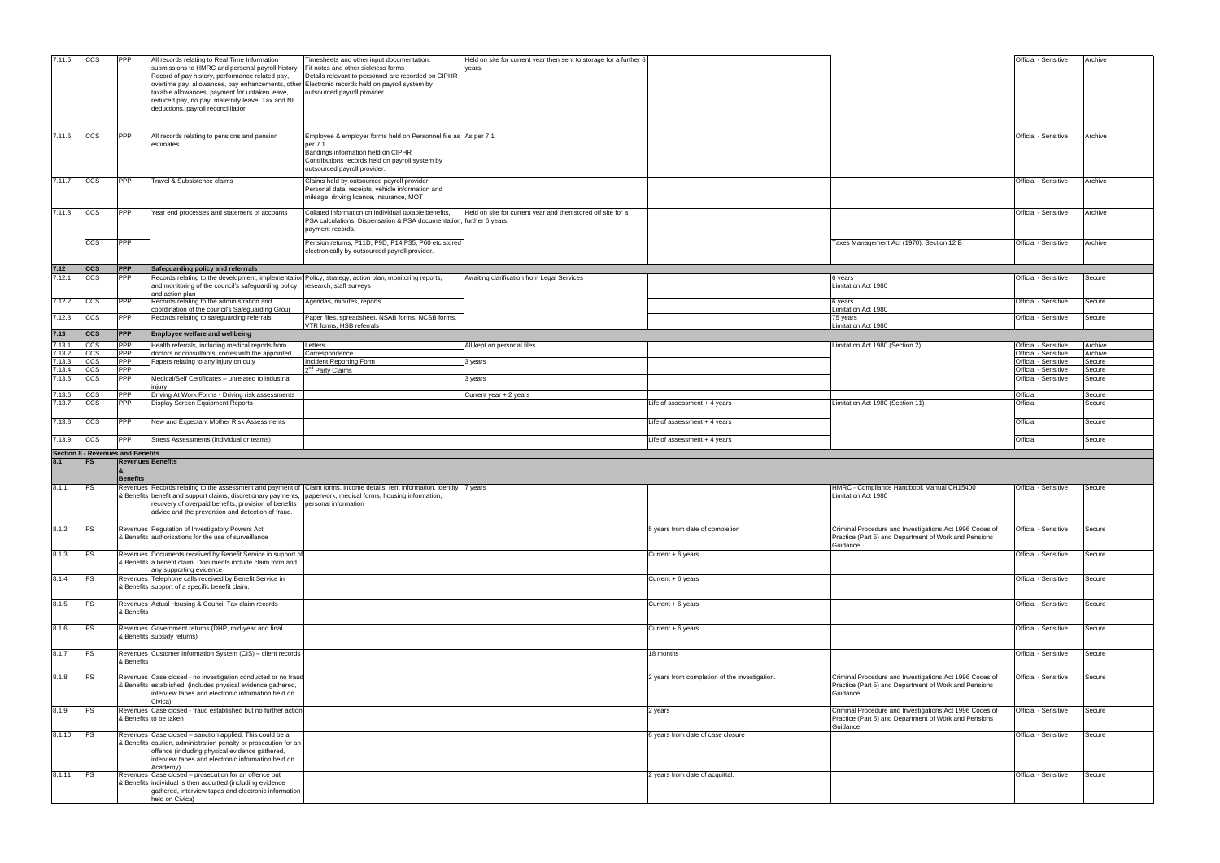| | | | | | | | | | |
|---|---|---|---|---|---|---|---|---|---|
| 7.11.5 | CCS | PPP | All records relating to Real Time Information submissions to HMRC and personal payroll history, Record of pay history, performance related pay, overtime pay, allowances, pay enhancements, other taxable allowances, payment for untaken leave, reduced pay, no pay, maternity leave. Tax and NI deductions, payroll reconcilliation | Timesheets and other input documentation. Fit notes and other sickness forms Details relevant to personnel are recorded on CIPHR Electronic records held on payroll system by outsourced payroll provider. | Held on site for current year then sent to storage for a further 6 years. | | | Official - Sensitive | Archive |
| 7.11.6 | CCS | PPP | All records relating to pensions and pension estimates | Employee & employer forms held on Personnel file as per 7.1 Bandings information held on CIPHR Contributions records held on payroll system by outsourced payroll provider. | As per 7.1 | | | Official - Sensitive | Archive |
| 7.11.7 | CCS | PPP | Travel & Subsistence claims | Claims held by outsourced payroll provider Personal data, receipts, vehicle information and mileage, driving licence, insurance, MOT | | | | Official - Sensitive | Archive |
| 7.11.8 | CCS | PPP | Year end processes and statement of accounts | Collated information on individual taxable benefits, PSA calculations, Dispensation & PSA documentation, payment records. | Held on site for current year and then stored off site for a further 6 years. | | | Official - Sensitive | Archive |
| | CCS | PPP | | Pension returns, P11D, P9D, P14 P35, P60 etc stored electronically by outsourced payroll provider. | | | Taxes Management Act (1970). Section 12 B | Official - Sensitive | Archive |
| **7.12** | **CCS** | **PPP** | **Safeguarding policy and referrrals** | | | | | | |
| 7.12.1 | CCS | PPP | Records relating to the development, implementation and monitoring of the council's safeguarding policy and action plan | Policy, strategy, action plan, monitoring reports, research, staff surveys | Awaiting clarification from Legal Services | | 6 years Limitation Act 1980 | Official - Sensitive | Secure |
| 7.12.2 | CCS | PPP | Records relating to the administration and coordination of the council's Safeguarding Group | Agendas, minutes, reports | | | 6 years Limitation Act 1980 | Official - Sensitive | Secure |
| 7.12.3 | CCS | PPP | Records relating to safeguarding referrals | Paper files, spreadsheet, NSAB forms, NCSB forms, VTR forms, HSB referrals | | | 75 years Limitation Act 1980 | Official - Sensitive | Secure |
| **7.13** | **CCS** | **PPP** | **Employee welfare and wellbeing** | | | | | | |
| 7.13.1 | CCS | PPP | Health referrals, including medical reports from | Letters | All kept on personal files. | | Limitation Act 1980 (Section 2) | Official - Sensitive | Archive |
| 7.13.2 | CCS | PPP | doctors or consultants, corres with the appointed | Correspondence | | | | Official - Sensitive | Archive |
| 7.13.3 | CCS | PPP | Papers relating to any injury on duty | Incident Reporting Form | 3 years | | | Official - Sensitive | Secure |
| 7.13.4 | CCS | PPP | | 2nd Party Claims | | | | Official - Sensitive | Secure |
| 7.13.5 | CCS | PPP | Medical/Self Certificates – unrelated to industrial injury | | 3 years | | | Official - Sensitive | Secure |
| 7.13.6 | CCS | PPP | Driving At Work Forms - Driving risk assessments | | Current year + 2 years | | | Official | Secure |
| 7.13.7 | CCS | PPP | Display Screen Equipment Reports | | | Life of assessment + 4 years | Limitation Act 1980 (Section 11) | Official | Secure |
| 7.13.8 | CCS | PPP | New and Expectant Mother Risk Assessments | | | Life of assessment + 4 years | | Official | Secure |
| 7.13.9 | CCS | PPP | Stress Assessments (individual or teams) | | | Life of assessment + 4 years | | Official | Secure |
| **Section 8 - Revenues and Benefits** | | | | | | | | | |
| **8.1** | **FS** | **Revenues & Benefits** | **Benefits** | | | | | | |
| 8.1.1 | FS | Revenues & Benefits | Records relating to the assessment and payment of benefit and support claims, discretionary payments, recovery of overpaid benefits, provision of benefits advice and the prevention and detection of fraud. | Claim forms, income details, rent information, identity paperwork, medical forms, housing information, personal information | 7 years | | HMRC - Compliance Handbook Manual CH15400 Limitation Act 1980 | Official - Sensitive | Secure |
| 8.1.2 | FS | Revenues & Benefits | Regulation of Investigatory Powers Act authorisations for the use of surveillance | | | 5 years from date of completion | Criminal Procedure and Investigations Act 1996 Codes of Practice (Part 5) and Department of Work and Pensions Guidance. | Official - Sensitive | Secure |
| 8.1.3 | FS | Revenues & Benefits | Documents received by Benefit Service in support of a benefit claim. Documents include claim form and any supporting evidence | | | Current + 6 years | | Official - Sensitive | Secure |
| 8.1.4 | FS | Revenues & Benefits | Telephone calls received by Benefit Service in support of a specific benefit claim. | | | Current + 6 years | | Official - Sensitive | Secure |
| 8.1.5 | FS | Revenues & Benefits | Actual Housing & Council Tax claim records | | | Current + 6 years | | Official - Sensitive | Secure |
| 8.1.6 | FS | Revenues & Benefits | Government returns (DHP, mid-year and final subsidy returns) | | | Current + 6 years | | Official - Sensitive | Secure |
| 8.1.7 | FS | Revenues & Benefits | Customer Information System (CIS) – client records | | | 18 months | | Official - Sensitive | Secure |
| 8.1.8 | FS | Revenues & Benefits | Case closed - no investigation conducted or no fraud established. (includes physical evidence gathered, interview tapes and electronic information held on Civica) | | | 2 years from completion of the investigation. | Criminal Procedure and Investigations Act 1996 Codes of Practice (Part 5) and Department of Work and Pensions Guidance. | Official - Sensitive | Secure |
| 8.1.9 | FS | Revenues & Benefits | Case closed - fraud established but no further action to be taken | | | 2 years | Criminal Procedure and Investigations Act 1996 Codes of Practice (Part 5) and Department of Work and Pensions Guidance. | Official - Sensitive | Secure |
| 8.1.10 | FS | Revenues & Benefits | Case closed – sanction applied. This could be a caution, administration penalty or prosecution for an offence (including physical evidence gathered, interview tapes and electronic information held on Academy) | | | 6 years from date of case closure | | Official - Sensitive | Secure |
| 8.1.11 | FS | Revenues & Benefits | Case closed – prosecution for an offence but individual is then acquitted (including evidence gathered, interview tapes and electronic information held on Civica) | | | 2 years from date of acquittal. | | Official - Sensitive | Secure |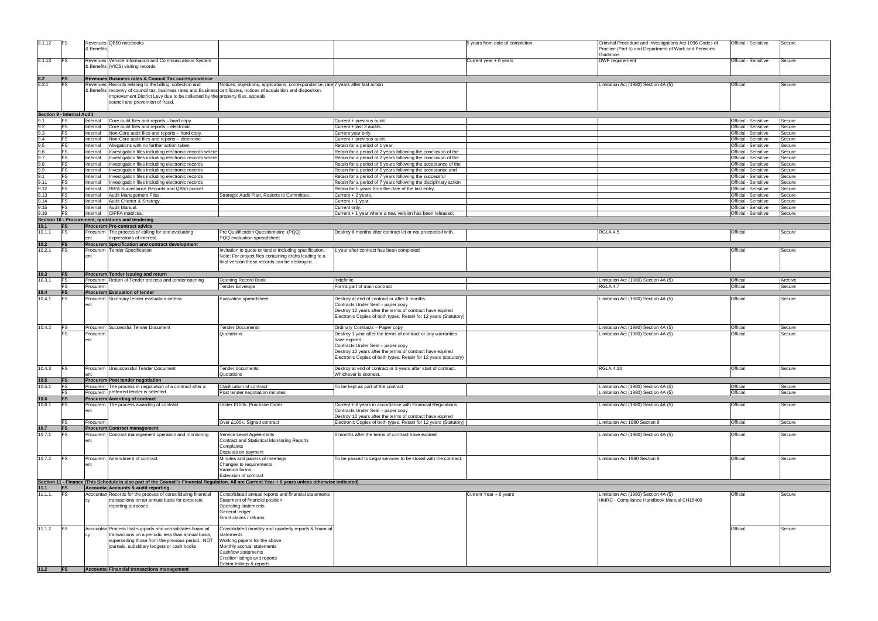| | | | | | | | | | |
|---|---|---|---|---|---|---|---|---|---|
| 8.1.12 | FS | Revenues & Benefits | QB50 notebooks | | | 5 years from date of completion | Criminal Procedure and Investigations Act 1996 Codes of Practice (Part 5) and Department of Work and Pensions Guidance. | Official - Sensitive | Secure |
| 8.1.13 | FS | Revenues & Benefits | Vehicle Information and Communications System (VICS) visiting records | | | Current year + 6 years | DWP requirement | Official - Sensitive | Secure |
| **8.2** | **FS** | **Revenues** | **Business rates & Council Tax correspondence** | | | | | | |
| 8.2.1 | FS | Revenues & Benefits | Records relating to the billing, collection and recovery of council tax, business rates and Business Improvement District Levy due to be collected by the council and prevention of fraud. | Notices, objections, applications, correspondence, rate certificates, notices of acquisition and disposition, property files, appeals | 7 years after last action | | Limitation Act (1980) Section 4A (5) | Official | Secure |
| **Section 9 - Internal Audit** | | | | | | | | | |
| 9.1 | FS | Internal | Core audit files and reports – hard copy. | | Current + previous audit. | | | Official - Sensitive | Secure |
| 9.2 | FS | Internal | Core audit files and reports – electronic. | | Current + last 3 audits. | | | Official - Sensitive | Secure |
| 9.3 | FS | Internal | Non-Core audit files and reports – hard copy. | | Current year only. | | | Official - Sensitive | Secure |
| 9.4 | FS | Internal | Non-Core audit files and reports – electronic. | | Current + previous audit. | | | Official - Sensitive | Secure |
| 9.5 | FS | Internal | Allegations with no further action taken. | | Retain for a period of 1 year. | | | Official - Sensitive | Secure |
| 9.6 | FS | Internal | Investigation files including electronic records where | | Retain for a period of 2 years following the conclusion of the | | | Official - Sensitive | Secure |
| 9.7 | FS | Internal | Investigation files including electronic records where | | Retain for a period of 2 years following the conclusion of the | | | Official - Sensitive | Secure |
| 9.8 | FS | Internal | Investigation files including electronic records | | Retain for a period of 5 years following the acceptance of the | | | Official - Sensitive | Secure |
| 9.9 | FS | Internal | Investigation files including electronic records | | Retain for a period of 5 years following the acceptance and | | | Official - Sensitive | Secure |
| 9.1 | FS | Internal | Investigation files including electronic records | | Retain for a period of 7 years following the successful | | | Official - Sensitive | Secure |
| 9.11 | FS | Internal | Investigation files including electronic records | | Retain for a period of 7 years following the disciplinary action | | | Official - Sensitive | Secure |
| 9.12 | FS | Internal | RIPA Surveillance Records and QB50 pocket | | Retain for 5 years from the date of the last entry. | | | Official - Sensitive | Secure |
| 9.13 | FS | Internal | Audit Management Files. | Strategic Audit Plan, Reports to Committee. | Current + 2 years. | | | Official - Sensitive | Secure |
| 9.14 | FS | Internal | Audit Charter & Strategy. | | Current + 1 year. | | | Official - Sensitive | Secure |
| 9.15 | FS | Internal | Audit Manual. | | Current only. | | | Official - Sensitive | Secure |
| 9.16 | FS | Internal | CIPFA matrices. | | Current + 1 year where a new version has been released. | | | Official - Sensitive | Secure |
| **Section 10 - Procurement, quotations and tendering** | | | | | | | | | |
| **10.1** | **FS** | **Procurement** | **Pre-contract advice** | | | | | | |
| 10.1.1 | FS | Procurement | The process of calling for and evaluating expressions of interest. | Pre Qualification Questionnaire (PQQ) PQQ evaluation spreadsheet | Destroy 6 months after contract let or not proceeded with. | | RGLA 4.5 | Official | Secure |
| **10.2** | **FS** | **Procurement** | **Specification and contract development** | | | | | | |
| 10.2.1 | FS | Procurement | Tender Specification | Invitation to quote or tender including specification. Note: For project files containing drafts leading to a final version these records can be destroyed. | 1 year after contract has been completed | | | Official | Secure |
| **10.3** | **FS** | **Procurement** | **Tender issuing and return** | | | | | | |
| 10.3.1 | FS | Procurement | Return of Tender process and tender opening | Opening Record Book | Indefinite | | Limitation Act (1980) Section 4A (5) | Official | Archive |
| | FS | Procurement | | Tender Envelope | Forms part of main contract | | RGLA 4.7 | Official | Secure |
| **10.4** | **FS** | **Procurement** | **Evaluation of tender** | | | | | | |
| 10.4.1 | FS | Procurement | Summary tender evaluation criteria | Evaluation spreadsheet | Destroy at end of contract or after 6 months<br>Contracts Under Seal – paper copy<br>Destroy 12 years after the terms of contract have expired<br>Electronic Copies of both types. Retain for 12 years (Statutory) | | Limitation Act (1980) Section 4A (5) | Official | Secure |
| 10.4.2 | FS | Procurement | Successful Tender Document | Tender Documents | Ordinary Contracts – Paper copy | | Limitation Act (1980) Section 4A (5) | Official | Secure |
| | FS | Procurement | | Quotations | Destroy 1 year after the terms of contract or any warranties have expired<br>Contracts Under Seal – paper copy<br>Destroy 12 years after the terms of contract have expired<br>Electronic Copies of both types. Retain for 12 years (statutory) | | Limitation Act (1980) Section 4A (5) | Official | Secure |
| 10.4.3 | FS | Procurement | Unsuccessful Tender Document | Tender documents<br>Quotations | Destroy at end of contract or 3 years after start of contract. Whichever is soonest, | | RGLA 4.10 | Official | Secure |
| **10.5** | **FS** | **Procurement** | **Post tender negotiation** | | | | | | |
| 10.5.1 | FS | Procurement | The process in negotiation of a contract after a | Clarification of contract | To be kept as part of the contract | | Limitation Act (1980) Section 4A (5) | Official | Secure |
| | FS | Procurement | preferred tender is selected | Post tender negotiation minutes | | | Limitation Act (1980) Section 4A (5) | Official | Secure |
| **10.6** | **FS** | **Procurement** | **Awarding of contract** | | | | | | |
| 10.6.1 | FS | Procurement | The process awarding of contract | Under £100k. Purchase Order | Current + 6 years in accordance with Financial Regulations<br>Contracts Under Seal – paper copy<br>Destroy 12 years after the terms of contract have expired | | Limitation Act (1980) Section 4A (5) | Official | Secure |
| | FS | Procurement | | Over £100k. Signed contract | Electronic Copies of both types. Retain for 12 years (Statutory) | | Limitation Act 1980 Section 8 | Official | Secure |
| **10.7** | **FS** | **Procurement** | **Contract management** | | | | | | |
| 10.7.1 | FS | Procurement | Contract management operation and monitoring | Service Level Agreements<br>Contract and Statistical Monitoring Reports<br>Complaints<br>Disputes on payment | 6 months after the terms of contract have expired | | Limitation Act (1980) Section 4A (5) | Official | Secure |
| 10.7.2 | FS | Procurement | Amendment of contract | Minutes and papers of meetings<br>Changes to requirements<br>Variation forms<br>Extension of contract | To be passed to Legal services to be stored with the contract. | | Limitation Act 1980 Section 8 | Official | Secure |
| **Section 11 - Finance (This Schedule is also part of the Council's Financial Regulation. All are Current Year + 6 years unless otherwise indicated)** | | | | | | | | | |
| **11.1** | **FS** | **Accountancy** | **Accounts & audit reporting** | | | | | | |
| 11.1.1. | FS | Accountancy | Records for the process of consolidating financial transactions on an annual basis for corporate reporting purposes | Consolidated annual reports and financial statements<br>Statement of financial position<br>Operating statements<br>General ledger<br>Grant claims / returns | | Current Year + 6 years | Limitation Act (1980) Section 4A (5)<br>HMRC - Compliance Handbook Manual CH15400 | Official | Secure |
| 11.1.2 | FS | Accountancy | Process that supports and consolidates financial transactions on a periodic less than annual basis, superseding those from the previous period. NOT journals, subsidiary ledgers or cash books | Consolidated monthly and quarterly reports & financial statements<br>Working papers for the above<br>Monthly accrual statements<br>Cashflow statements<br>Creditor listings and reports<br>Debtor listings & reports | | | | Official | Secure |
| **11.2** | **FS** | **Accountancy** | **Financial transactions management** | | | | | | |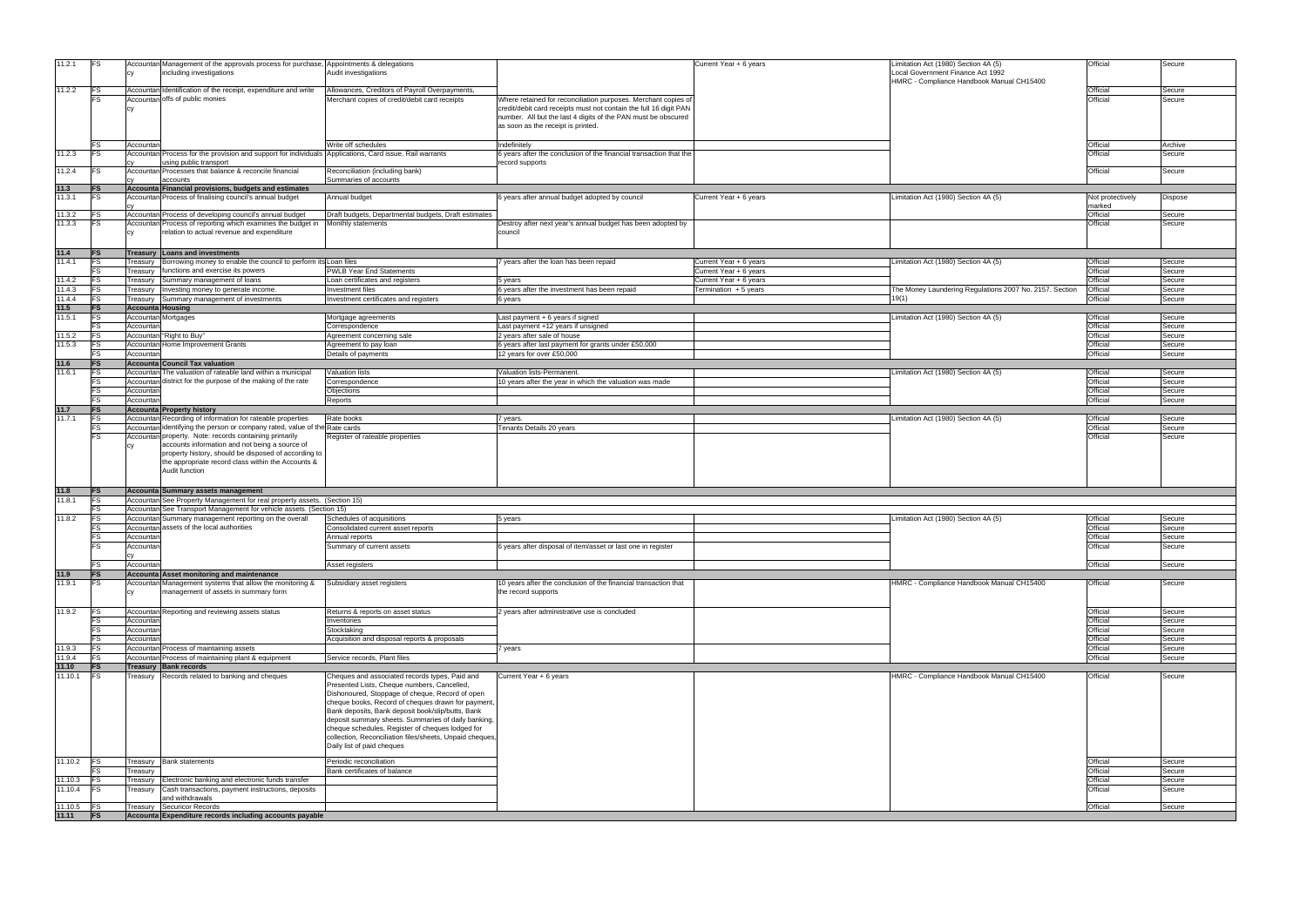| 11.2.1 | FS | Accountancy | Management of the approvals process for purchase, including investigations | Appointments & delegations<br>Audit investigations | | Current Year + 6 years | Limitation Act (1980) Section 4A (5)<br>Local Government Finance Act 1992<br>HMRC - Compliance Handbook Manual CH15400 | Official | Secure |
|---|---|---|---|---|---|---|---|---|---|
| 11.2.2 | FS | Accountancy | Identification of the receipt, expenditure and write offs of public monies | Allowances, Creditors of Payroll Overpayments, | | | | Official | Secure |
| | FS | Accountancy | | Merchant copies of credit/debit card receipts | Where retained for reconciliation purposes. Merchant copies of credit/debit card receipts must not contain the full 16 digit PAN number. All but the last 4 digits of the PAN must be obscured as soon as the receipt is printed. | | | Official | Secure |
| | FS | Accountancy | | Write off schedules | Indefinitely | | | Official | Archive |
| 11.2.3 | FS | Accountancy | Process for the provision and support for individuals using public transport | Applications, Card issue, Rail warrants | 6 years after the conclusion of the financial transaction that the record supports | | | Official | Secure |
| 11.2.4 | FS | Accountancy | Processes that balance & reconcile financial accounts | Reconciliation (including bank)<br>Summaries of accounts | | | | Official | Secure |
| **11.3** | **FS** | **Accountancy** | **Financial provisions, budgets and estimates** | | | | | | |
| 11.3.1 | FS | Accountancy | Process of finalising council's annual budget | Annual budget | 6 years after annual budget adopted by council | Current Year + 6 years | Limitation Act (1980) Section 4A (5) | Not protectively marked | Dispose |
| 11.3.2 | FS | Accountancy | Process of developing council's annual budget | Draft budgets, Departmental budgets, Draft estimates | | | | Official | Secure |
| 11.3.3 | FS | Accountancy | Process of reporting which examines the budget in relation to actual revenue and expenditure | Monthly statements | Destroy after next year's annual budget has been adopted by council | | | Official | Secure |
| **11.4** | **FS** | **Treasury** | **Loans and investments** | | | | | | |
| 11.4.1 | FS | Treasury | Borrowing money to enable the council to perform its functions and exercise its powers | Loan files | 7 years after the loan has been repaid | Current Year + 6 years | Limitation Act (1980) Section 4A (5) | Official | Secure |
| | FS | Treasury | | PWLB Year End Statements | | Current Year + 6 years | | Official | Secure |
| 11.4.2 | FS | Treasury | Summary management of loans | Loan certificates and registers | 5 years | Current Year + 6 years | | Official | Secure |
| 11.4.3 | FS | Treasury | Investing money to generate income. | Investment files | 6 years after the investment has been repaid | Termination + 5 years | The Money Laundering Regulations 2007 No. 2157. Section 19(1) | Official | Secure |
| 11.4.4 | FS | Treasury | Summary management of investments | Investment certificates and registers | 6 years | | | Official | Secure |
| **11.5** | **FS** | **Accountancy** | **Housing** | | | | | | |
| 11.5.1 | FS | Accountancy | Mortgages | Mortgage agreements | Last payment + 6 years if signed | | Limitation Act (1980) Section 4A (5) | Official | Secure |
| | FS | Accountancy | | Correspondence | Last payment +12 years if unsigned | | | Official | Secure |
| 11.5.2 | FS | Accountancy | "Right to Buy" | Agreement concerning sale | 2 years after sale of house | | | Official | Secure |
| 11.5.3 | FS | Accountancy | Home Improvement Grants | Agreement to pay loan | 6 years after last payment for grants under £50,000 | | | Official | Secure |
| | FS | Accountancy | | Details of payments | 12 years for over £50,000 | | | Official | Secure |
| **11.6** | **FS** | **Accountancy** | **Council Tax valuation** | | | | | | |
| 11.6.1 | FS | Accountancy | The valuation of rateable land within a municipal district for the purpose of the making of the rate | Valuation lists | Valuation lists-Permanent. | | Limitation Act (1980) Section 4A (5) | Official | Secure |
| | FS | Accountancy | | Correspondence | 10 years after the year in which the valuation was made | | | Official | Secure |
| | FS | Accountancy | | Objections | | | | Official | Secure |
| | FS | Accountancy | | Reports | | | | Official | Secure |
| **11.7** | **FS** | **Accountancy** | **Property history** | | | | | | |
| 11.7.1 | FS | Accountancy | Recording of information for rateable properties identifying the person or company rated, value of the property. Note: records containing primarily accounts information and not being a source of property history, should be disposed of according to the appropriate record class within the Accounts & Audit function | Rate books | 7 years. | | Limitation Act (1980) Section 4A (5) | Official | Secure |
| | FS | Accountancy | | Rate cards | Tenants Details 20 years | | | Official | Secure |
| | FS | Accountancy | | Register of rateable properties | | | | Official | Secure |
| **11.8** | **FS** | **Accountancy** | **Summary assets management** | | | | | | |
| 11.8.1 | FS | Accountancy | See Property Management for real property assets. (Section 15) | | | | | | |
| | FS | Accountancy | See Transport Management for vehicle assets. (Section 15) | | | | | | |
| 11.8.2 | FS | Accountancy | Summary management reporting on the overall assets of the local authorities | Schedules of acquisitions | 5 years | | Limitation Act (1980) Section 4A (5) | Official | Secure |
| | FS | Accountancy | | Consolidated current asset reports | | | | Official | Secure |
| | FS | Accountancy | | Annual reports | | | | Official | Secure |
| | FS | Accountancy | | Summary of current assets | 6 years after disposal of item/asset or last one in register | | | Official | Secure |
| | FS | Accountancy | | Asset registers | | | | Official | Secure |
| **11.9** | **FS** | **Accountancy** | **Asset monitoring and maintenance** | | | | | | |
| 11.9.1 | FS | Accountancy | Management systems that allow the monitoring & management of assets in summary form | Subsidiary asset registers | 10 years after the conclusion of the financial transaction that the record supports | | HMRC - Compliance Handbook Manual CH15400 | Official | Secure |
| 11.9.2 | FS | Accountancy | Reporting and reviewing assets status | Returns & reports on asset status | 2 years after administrative use is concluded | | | Official | Secure |
| | FS | Accountancy | | Inventories | | | | Official | Secure |
| | FS | Accountancy | | Stocktaking | | | | Official | Secure |
| | FS | Accountancy | | Acquisition and disposal reports & proposals | | | | Official | Secure |
| 11.9.3 | FS | Accountancy | Process of maintaining assets | | 7 years | | | Official | Secure |
| 11.9.4 | FS | Accountancy | Process of maintaining plant & equipment | Service records, Plant files | | | | Official | Secure |
| **11.10** | **FS** | **Treasury** | **Bank records** | | | | | | |
| 11.10.1 | FS | Treasury | Records related to banking and cheques | Cheques and associated records types, Paid and Presented Lists, Cheque numbers, Cancelled, Dishonoured, Stoppage of cheque, Record of open cheque books, Record of cheques drawn for payment, Bank deposits, Bank deposit book/slip/butts, Bank deposit summary sheets. Summaries of daily banking, cheque schedules, Register of cheques lodged for collection, Reconciliation files/sheets, Unpaid cheques, Daily list of paid cheques | Current Year + 6 years | | HMRC - Compliance Handbook Manual CH15400 | Official | Secure |
| 11.10.2 | FS | Treasury | Bank statements | Periodic reconciliation | | | | Official | Secure |
| | FS | Treasury | | Bank certificates of balance | | | | Official | Secure |
| 11.10.3 | FS | Treasury | Electronic banking and electronic funds transfer | | | | | Official | Secure |
| 11.10.4 | FS | Treasury | Cash transactions, payment instructions, deposits and withdrawals | | | | | Official | Secure |
| 11.10.5 | FS | Treasury | Securicor Records | | | | | Official | Secure |
| **11.11** | **FS** | **Accountancy** | **Expenditure records including accounts payable** | | | | | | |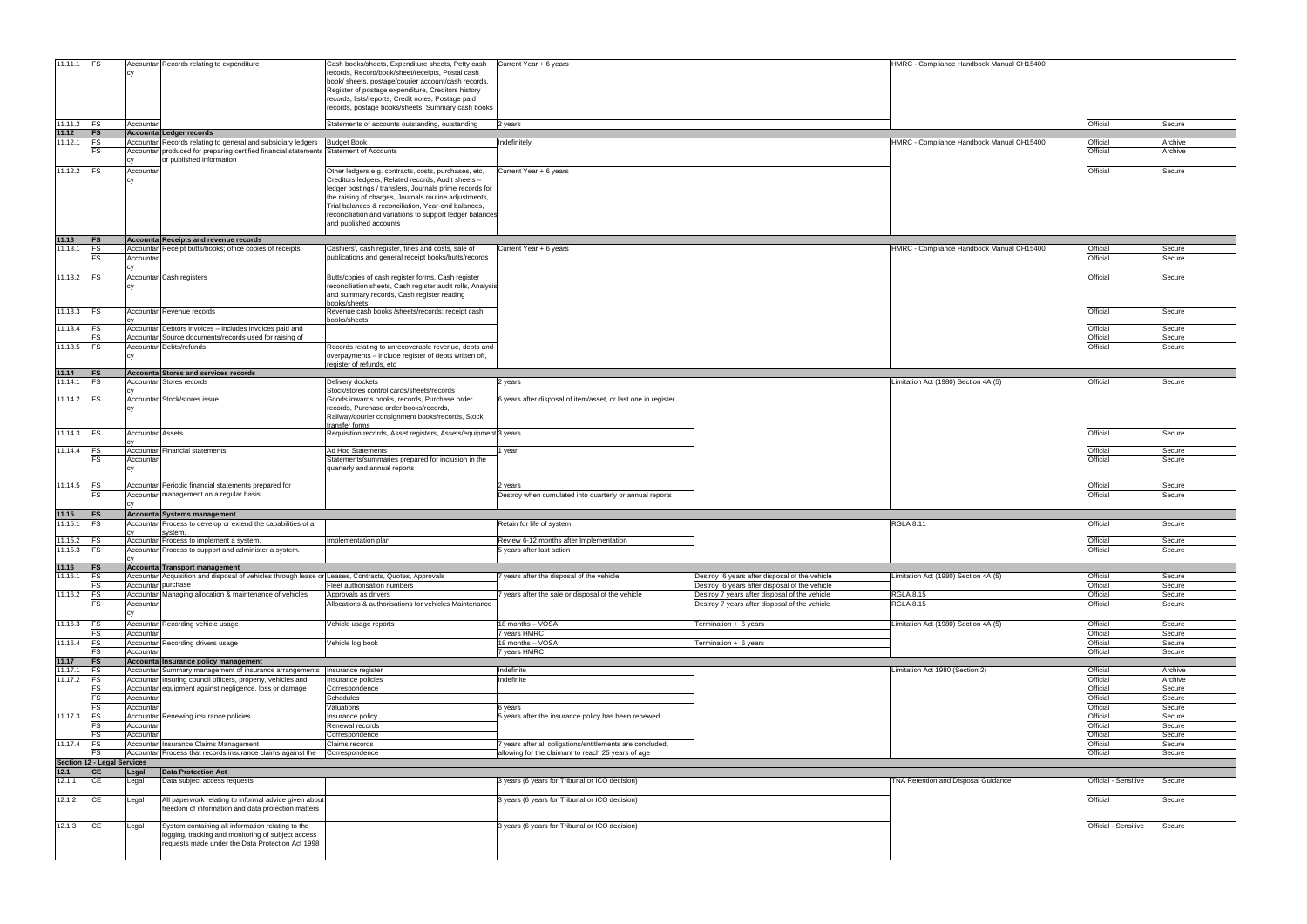| | | | | | | | | | |
|---|---|---|---|---|---|---|---|---|---|
| 11.11.1 | FS | Accountancy | Records relating to expenditure | Cash books/sheets, Expenditure sheets, Petty cash records, Record/book/sheet/receipts, Postal cash book/ sheets, postage/courier account/cash records, Register of postage expenditure, Creditors history records, lists/reports, Credit notes, Postage paid records, postage books/sheets, Summary cash books | Current Year + 6 years | | HMRC - Compliance Handbook Manual CH15400 | | |
| 11.11.2 | FS | Accountan | | Statements of accounts outstanding, outstanding | 2 years | | | Official | Secure |
| 11.12 | FS | Accounta | Ledger records | | | | | | |
| 11.12.1 | FS | Accountan | Records relating to general and subsidiary ledgers | Budget Book | Indefinitely | | HMRC - Compliance Handbook Manual CH15400 | Official | Archive |
| | FS | Accountancy | produced for preparing certified financial statements or published information | Statement of Accounts | | | | Official | Archive |
| 11.12.2 | FS | Accountancy | | Other ledgers e.g. contracts, costs, purchases, etc, Creditors ledgers, Related records, Audit sheets – ledger postings / transfers, Journals prime records for the raising of charges, Journals routine adjustments, Trial balances & reconciliation, Year-end balances, reconciliation and variations to support ledger balances and published accounts | Current Year + 6 years | | | Official | Secure |
| 11.13 | FS | Accounta | Receipts and revenue records | | | | | | |
| 11.13.1 | FS | Accountan | Receipt butts/books; office copies of receipts. | Cashiers', cash register, fines and costs, sale of publications and general receipt books/butts/records | Current Year + 6 years | | HMRC - Compliance Handbook Manual CH15400 | Official | Secure |
| | FS | Accountancy | | | | | | Official | Secure |
| 11.13.2 | FS | Accountancy | Cash registers | Butts/copies of cash register forms, Cash register reconciliation sheets, Cash register audit rolls, Analysis and summary records, Cash register reading books/sheets | | | | Official | Secure |
| 11.13.3 | FS | Accountancy | Revenue records | Revenue cash books /sheets/records; receipt cash books/sheets | | | | Official | Secure |
| 11.13.4 | FS | Accountan | Debtors invoices – includes invoices paid and | | | | | Official | Secure |
| | FS | Accountan | Source documents/records used for raising of | | | | | Official | Secure |
| 11.13.5 | FS | Accountancy | Debts/refunds | Records relating to unrecoverable revenue, debts and overpayments – include register of debts written off, register of refunds, etc | | | | Official | Secure |
| 11.14 | FS | Accounta | Stores and services records | | | | | | |
| 11.14.1 | FS | Accountancy | Stores records | Delivery dockets Stock/stores control cards/sheets/records | 2 years | | Limitation Act (1980) Section 4A (5) | Official | Secure |
| 11.14.2 | FS | Accountancy | Stock/stores issue | Goods inwards books, records, Purchase order records, Purchase order books/records, Railway/courier consignment books/records, Stock transfer forms | 6 years after disposal of item/asset, or last one in register | | | | |
| 11.14.3 | FS | Accountancy | Assets | Requisition records, Asset registers, Assets/equipment | 3 years | | | Official | Secure |
| 11.14.4 | FS | Accountan | Financial statements | Ad Hoc Statements | 1 year | | | Official | Secure |
| | FS | Accountancy | | Statements/summaries prepared for inclusion in the quarterly and annual reports | | | | Official | Secure |
| 11.14.5 | FS | Accountan | Periodic financial statements prepared for | | 2 years | | | Official | Secure |
| | FS | Accountancy | management on a regular basis | | Destroy when cumulated into quarterly or annual reports | | | Official | Secure |
| 11.15 | FS | Accounta | Systems management | | | | | | |
| 11.15.1 | FS | Accountancy | Process to develop or extend the capabilities of a system. | | Retain for life of system | | RGLA 8.11 | Official | Secure |
| 11.15.2 | FS | Accountan | Process to implement a system. | Implementation plan | Review 6-12 months after Implementation | | | Official | Secure |
| 11.15.3 | FS | Accountancy | Process to support and administer a system. | | 5 years after last action | | | Official | Secure |
| 11.16 | FS | Accounta | Transport management | | | | | | |
| 11.16.1 | FS | Accountan | Acquisition and disposal of vehicles through lease or | Leases, Contracts, Quotes, Approvals | 7 years after the disposal of the vehicle | Destroy 6 years after disposal of the vehicle | Limitation Act (1980) Section 4A (5) | Official | Secure |
| | FS | Accountan | purchase | Fleet authorisation numbers | | Destroy 6 years after disposal of the vehicle | | Official | Secure |
| 11.16.2 | FS | Accountan | Managing allocation & maintenance of vehicles | Approvals as drivers | 7 years after the sale or disposal of the vehicle | Destroy 7 years after disposal of the vehicle | RGLA 8.15 | Official | Secure |
| | FS | Accountancy | | Allocations & authorisations for vehicles Maintenance | | Destroy 7 years after disposal of the vehicle | RGLA 8.15 | Official | Secure |
| 11.16.3 | FS | Accountan | Recording vehicle usage | Vehicle usage reports | 18 months – VOSA | Termination + 6 years | Limitation Act (1980) Section 4A (5) | Official | Secure |
| | FS | Accountan | | | 7 years HMRC | | | Official | Secure |
| 11.16.4 | FS | Accountan | Recording drivers usage | Vehicle log book | 18 months – VOSA | Termination + 6 years | | Official | Secure |
| | FS | Accountan | | | 7 years HMRC | | | Official | Secure |
| 11.17 | FS | Accounta | Insurance policy management | | | | | | |
| 11.17.1 | FS | Accountan | Summary management of insurance arrangements | Insurance register | Indefinite | | Limitation Act 1980 (Section 2) | Official | Archive |
| 11.17.2 | FS | Accountan | Insuring council officers, property, vehicles and | Insurance policies | Indefinite | | | Official | Archive |
| | FS | Accountan | equipment against negligence, loss or damage | Correspondence | | | | Official | Secure |
| | FS | Accountan | | Schedules | | | | Official | Secure |
| | FS | Accountan | | Valuations | 6 years | | | Official | Secure |
| 11.17.3 | FS | Accountan | Renewing insurance policies | Insurance policy | 5 years after the insurance policy has been renewed | | | Official | Secure |
| | FS | Accountan | | Renewal records | | | | Official | Secure |
| | FS | Accountan | | Correspondence | | | | Official | Secure |
| 11.17.4 | FS | Accountan | Insurance Claims Management | Claims records | 7 years after all obligations/entitlements are concluded, | | | Official | Secure |
| | FS | Accountan | Process that records insurance claims against the | Correspondence | allowing for the claimant to reach 25 years of age | | | Official | Secure |
| **Section 12 - Legal Services** | | | | | | | | | |
| 12.1 | CE | Legal | Data Protection Act | | | | | | |
| 12.1.1 | CE | Legal | Data subject access requests | | 3 years (6 years for Tribunal or ICO decision) | | TNA Retention and Disposal Guidance | Official - Sensitive | Secure |
| 12.1.2 | CE | Legal | All paperwork relating to informal advice given about freedom of information and data protection matters | | 3 years (6 years for Tribunal or ICO decision) | | | Official | Secure |
| 12.1.3 | CE | Legal | System containing all information relating to the logging, tracking and monitoring of subject access requests made under the Data Protection Act 1998 | | 3 years (6 years for Tribunal or ICO decision) | | | Official - Sensitive | Secure |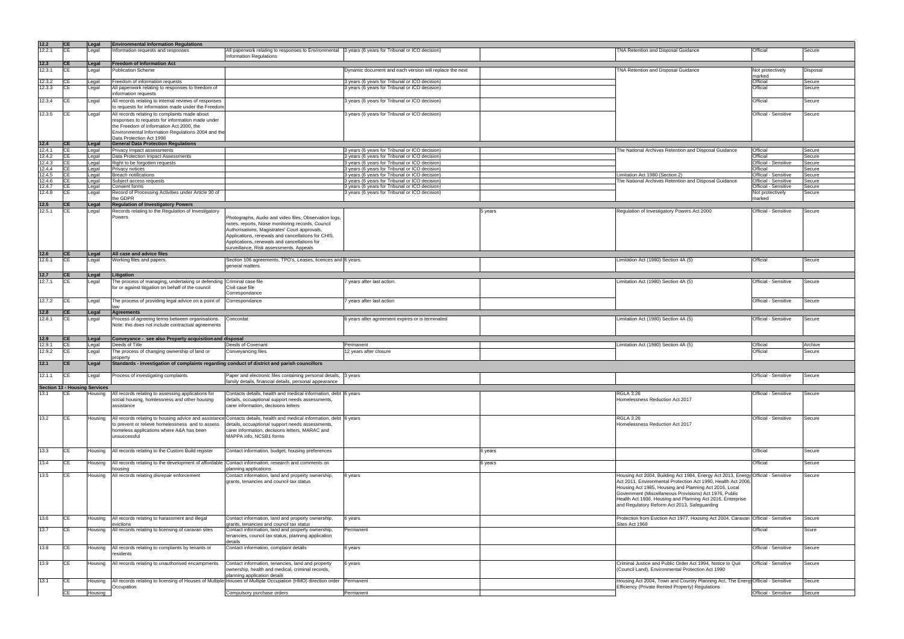| | | | | | | | | | |
|---|---|---|---|---|---|---|---|---|---|
| 12.2 | CE | Legal | Environmental Information Regulations | | | | | | |
| 12.2.1 | CE | Legal | Information requests and responses | All paperwork relating to responses to Environmental Information Regulations | 3 years (6 years for Tribunal or ICO decision) | | TNA Retention and Disposal Guidance | Official | Secure |
| 12.3 | CE | Legal | Freedom of Information Act | | | | | | |
| 12.3.1 | CE | Legal | Publication Scheme | | Dynamic document and each version will replace the next | | TNA Retention and Disposal Guidance | Not protectively marked | Disposal |
| 12.3.2 | CE | Legal | Freedom of information requests | | 3 years (6 years for Tribunal or ICO decision) | | | Official | Secure |
| 12.3.3 | CE | Legal | All paperwork relating to responses to freedom of information requests | | 3 years (6 years for Tribunal or ICO decision) | | | Official | Secure |
| 12.3.4 | CE | Legal | All records relating to internal reviews of responses to requests for information made under the Freedom | | 3 years (6 years for Tribunal or ICO decision) | | | Official | Secure |
| 12.3.5 | CE | Legal | All records relating to complaints made about responses to requests for information made under the Freedom of Information Act 2000, the Environmental Information Regulations 2004 and the Data Protection Act 1998 | | 3 years (6 years for Tribunal or ICO decision) | | | Official - Sensitive | Secure |
| 12.4 | CE | Legal | General Data Protection Regulations | | | | | | |
| 12.4.1 | CE | Legal | Privacy Impact assessments | | 3 years (6 years for Tribunal or ICO decision) | | The National Archives Retention and Disposal Guidance | Official | Secure |
| 12.4.2 | CE | Legal | Data Protection Impact Assessments | | 3 years (6 years for Tribunal or ICO decision) | | | Official | Secure |
| 12.4.3 | CE | Legal | Right to be forgotten requests | | 3 years (6 years for Tribunal or ICO decision) | | | Official - Sensitive | Secure |
| 12.4.4 | CE | Legal | Privacy notices | | 3 years (6 years for Tribunal or ICO decision) | | | Official | Secure |
| 12.4.5 | CE | Legal | Breach notifications | | 3 years (6 years for Tribunal or ICO decision) | | Limitation Act 1980 (Section 2) | Official - Sensitive | Secure |
| 12.4.6 | CE | Legal | Subject access requests | | 3 years (6 years for Tribunal or ICO decision) | | The National Archives Retention and Disposal Guidance | Official - Sensitive | Secure |
| 12.4.7 | CE | Legal | Consent forms | | 3 years (6 years for Tribunal or ICO decision) | | | Official - Sensitive | Secure |
| 12.4.8 | CE | Legal | Record of Processing Activities under Article 30 of the GDPR | | 3 years (6 years for Tribunal or ICO decision) | | | Not protectively marked | Secure |
| 12.5 | CE | Legal | Regulation of Investigatory Powers | | | | | | |
| 12.5.1 | CE | Legal | Records relating to the Regulation of Investigatory Powers | Photographs, Audio and video files, Observation logs, notes, reports, Noise monitoring records, Council Authorisations, Magistrates' Court approvals, Applications, renewals and cancellations for CHIS, Applications, renewals and cancellations for surveillance, Risk assessments, Appeals | | 5 years | Regulation of Investigatory Powers Act 2000 | Official - Sensitive | Secure |
| 12.6 | CE | Legal | All case and advice files | | | | | | |
| 12.6.1 | CE | Legal | Working files and papers. | Section 106 agreements, TPO's, Leases, licences and general matters. | 6 years. | | Limitation Act (1980) Section 4A (5) | Official | Secure |
| 12.7 | CE | Legal | Litigation | | | | | | |
| 12.7.1 | CE | Legal | The process of managing, undertaking or defending for or against litigation on behalf of the council | Criminal case file Civil case file Correspondance | 7 years after last action. | | Limitation Act (1980) Section 4A (5) | Official - Sensitive | Secure |
| 12.7.2 | CE | Legal | The process of providing legal advice on a point of law | Correspondance | 7 years after last action | | | Official - Sensitive | Secure |
| 12.8 | CE | Legal | Agreements | | | | | | |
| 12.8.1 | CE | Legal | Process of agreeing terms between organisations. Note: this does not include contractual agreements | Concordat | 6 years after agreement expires or is terminated | | Limitation Act (1980) Section 4A (5) | Official - Sensitive | Secure |
| 12.9 | CE | Legal | Conveyance - see also Property acquisition and disposal | | | | | | |
| 12.9.1 | CE | Legal | Deeds of Title | Deeds of Covenant | Permanent | | Limitation Act (1980) Section 4A (5) | Official | Archive |
| 12.9.2 | CE | Legal | The process of changing ownership of land or property | Conveyancing files | 12 years after closure | | | Official | Secure |
| 12.1 | CE | Legal | Standards - investigation of complaints regarding conduct of district and parish councillors | | | | | | |
| 12.1.1 | CE | Legal | Process of investigating complaints | Paper and electronic files containing personal details, family details, financial details, personal appearance | 3 years | | | Official - Sensitive | Secure |
| Section 13 - Housing Services | | | | | | | | | |
| 13.1 | CE | Housing | All records relating to assessing applications for social housing, homlessness and other housing assistance | Contacts details, health and medical information, debt details, occuaptional support needs assessments, carer information, decisions letters | 6 years | | RGLA 3.26 Homelessness Reduction Act 2017 | Official - Sensitive | Secure |
| 13.2 | CE | Housing | All records relating to housing advice and assistance to prevent or relieve homelessness and to assess homeless applications where A&A has been unsuccessful | Contacts details, health and medical information, debt details, occuaptional support needs assessments, carer information, decisions letters, MARAC and MAPPA info, NCSB1 forms | 6 years | | RGLA 3.26 Homelessness Reduction Act 2017 | Official - Sensitive | Secure |
| 13.3 | CE | Housing | All records relating to the Custom Build register | Contact information, budget, housing preferences | | 6 years | | Official | Secure |
| 13.4 | CE | Housing | All records relating to the development of affordable housing | Contact information, research and comments on planning applications | | 6 years | | Official | Secure |
| 13.5 | CE | Housing | All records relating disrepair enforcement | Contact information, land and property ownership, grants, tenancies and council tax status | 6 years | | Housing Act 2004, Building Act 1984, Energy Act 2013, Energy Act 2011, Environmental Protection Act 1990, Health Act 2006, Housing Act 1985, Housing and Planning Act 2016, Local Government (Miscellaneous Provisions) Act 1976, Public Health Act 1936, Housing and Planning Act 2016, Enterprise and Regulatory Reform Act 2013, Safeguarding | Official - Sensitive | Secure |
| 13.6 | CE | Housing | All records relating to harassment and illegal evictions | Contact information, land and property ownership, grants, tenancies and council tax status | 6 years | | Protection from Eviction Act 1977, Housing Act 2004, Caravan Sites Act 1968 | Official - Sensitive | Secure |
| 13.7 | CE | Housing | All records relating to licensing of caravan sites | Contact information, land and property ownership, tenancies, council tax status, planning application details | Permanent | | | Official | Scure |
| 13.8 | CE | Housing | All records relating to complaints by tenants or residents | Contact information, complaint details | 6 years | | | Official - Sensitive | Secure |
| 13.9 | CE | Housing | All records relating to unauthorised encampments | Contact information, tenancies, land and property ownership, health and medical, criminal records, planning application details | 6 years | | Criminal Justice and Public Order Act 1994, Notice to Quit (Council Land), Environmental Protection Act 1990 | Official - Sensitive | Secure |
| 13.1 | CE | Housing | All records relating to licensing of Houses of Multiple Occupation | Houses of Multiple Occupation (HMO) direction order | Permanent | | Housing Act 2004, Town and Country Planning Act, The Energy Efficiency (Private Rented Property) Regulations | Official - Sensitive | Secure |
| | CE | Housing | | Compulsory purchase orders | Permanent | | | Official - Sensitive | Secure |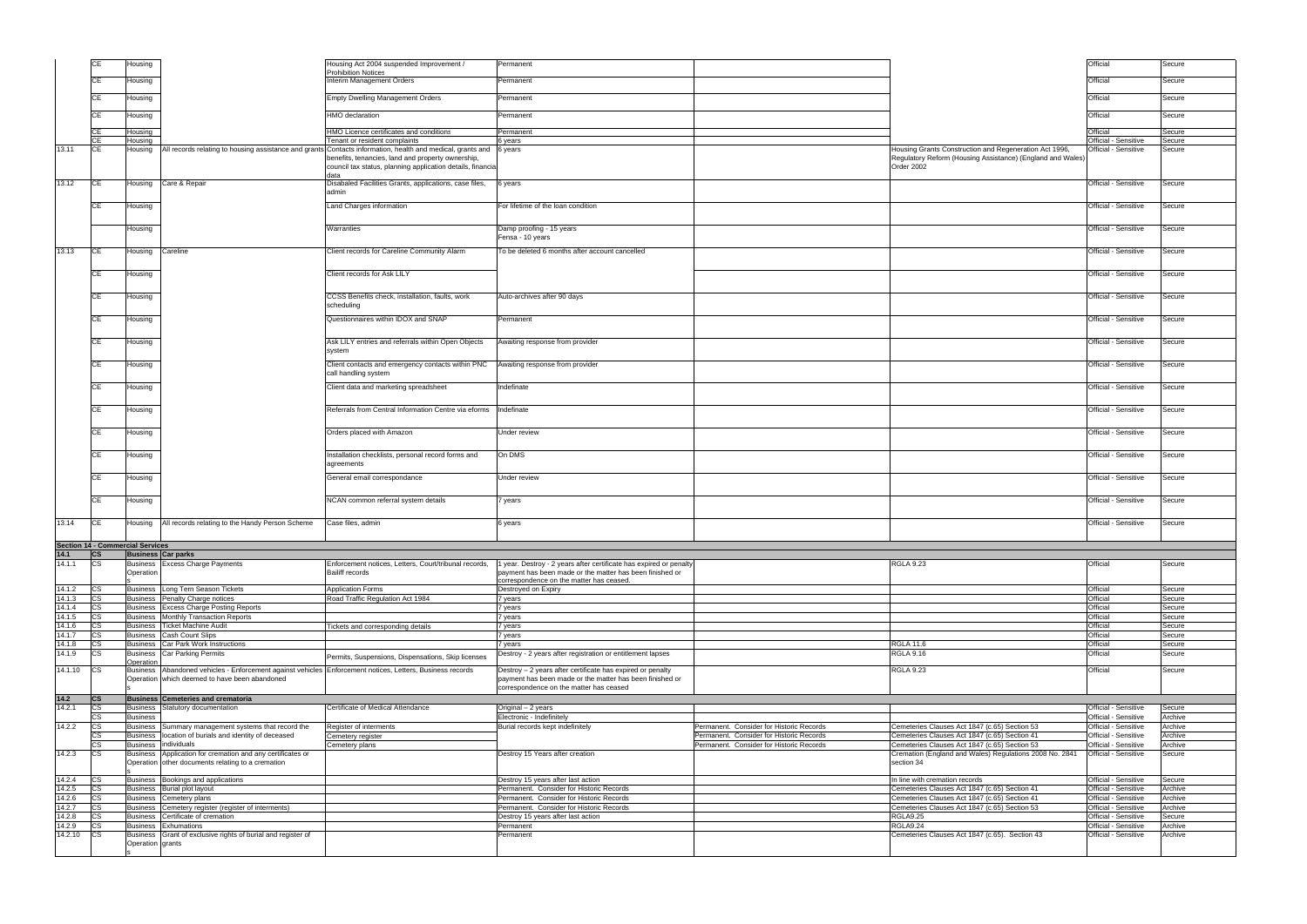|  |  |  |  |  |  |  |  |  |  |
|---|---|---|---|---|---|---|---|---|---|
|  | CE | Housing |  | Housing Act 2004 suspended Improvement / Prohibition Notices | Permanent |  |  | Official | Secure |
|  | CE | Housing |  | Interim Management Orders | Permanent |  |  | Official | Secure |
|  | CE | Housing |  | Empty Dwelling Management Orders | Permanent |  |  | Official | Secure |
|  | CE | Housing |  | HMO declaration | Permanent |  |  | Official | Secure |
|  | CE | Housing |  | HMO Licence certificates and conditions | Permanent |  |  | Official | Secure |
|  | CE | Housing |  | Tenant or resident complaints | 6 years |  |  | Official - Sensitive | Secure |
| 13.11 | CE | Housing | All records relating to housing assistance and grants | Contacts information, health and medical, grants and benefits, tenancies, land and property ownership, council tax status, planning application details, financial data | 6 years |  | Housing Grants Construction and Regeneration Act 1996, Regulatory Reform (Housing Assistance) (England and Wales) Order 2002 | Official - Sensitive | Secure |
| 13.12 | CE | Housing | Care & Repair | Disabaled Facilities Grants, applications, case files, admin | 6 years |  |  | Official - Sensitive | Secure |
|  | CE | Housing |  | Land Charges information | For lifetime of the loan condition |  |  | Official - Sensitive | Secure |
|  |  | Housing |  | Warranties | Damp proofing - 15 years<br>Fensa - 10 years |  |  | Official - Sensitive | Secure |
| 13.13 | CE | Housing | Careline | Client records for Careline Community Alarm | To be deleted 6 months after account cancelled |  |  | Official - Sensitive | Secure |
|  | CE | Housing |  | Client records for Ask LILY |  |  |  | Official - Sensitive | Secure |
|  | CE | Housing |  | CCSS Benefits check, installation, faults, work scheduling | Auto-archives after 90 days |  |  | Official - Sensitive | Secure |
|  | CE | Housing |  | Questionnaires within IDOX and SNAP | Permanent |  |  | Official - Sensitive | Secure |
|  | CE | Housing |  | Ask LILY entries and referrals within Open Objects system | Awaiting response from provider |  |  | Official - Sensitive | Secure |
|  | CE | Housing |  | Client contacts and emergency contacts within PNC call handling system | Awaiting response from provider |  |  | Official - Sensitive | Secure |
|  | CE | Housing |  | Client data and marketing spreadsheet | Indefinate |  |  | Official - Sensitive | Secure |
|  | CE | Housing |  | Referrals from Central Information Centre via eforms | Indefinate |  |  | Official - Sensitive | Secure |
|  | CE | Housing |  | Orders placed with Amazon | Under review |  |  | Official - Sensitive | Secure |
|  | CE | Housing |  | Installation checklists, personal record forms and agreements | On DMS |  |  | Official - Sensitive | Secure |
|  | CE | Housing |  | General email correspondance | Under review |  |  | Official - Sensitive | Secure |
|  | CE | Housing |  | NCAN common referral system details | 7 years |  |  | Official - Sensitive | Secure |
| 13.14 | CE | Housing | All records relating to the Handy Person Scheme | Case files, admin | 6 years |  |  | Official - Sensitive | Secure |
| **Section 14 - Commercial Services** |  |  |  |  |  |  |  |  |  |
| **14.1** | **CS** | **Business** | **Car parks** |  |  |  |  |  |  |
| 14.1.1 | CS | Business Operations | Excess Charge Payments | Enforcement notices, Letters, Court/tribunal records, Bailiff records | 1 year. Destroy - 2 years after certificate has expired or penalty payment has been made or the matter has been finished or correspondence on the matter has ceased. |  | RGLA 9.23 | Official | Secure |
| 14.1.2 | CS | Business | Long Tern Season Tickets | Application Forms | Destroyed on Expiry |  |  | Official | Secure |
| 14.1.3 | CS | Business | Penalty Charge notices | Road Traffic Regulation Act 1984 | 7 years |  |  | Official | Secure |
| 14.1.4 | CS | Business | Excess Charge Posting Reports |  | 7 years |  |  | Official | Secure |
| 14.1.5 | CS | Business | Monthly Transaction Reports |  | 7 years |  |  | Official | Secure |
| 14.1.6 | CS | Business | Ticket Machine Audit | Tickets and corresponding details | 7 years |  |  | Official | Secure |
| 14.1.7 | CS | Business | Cash Count Slips |  | 7 years |  |  | Official | Secure |
| 14.1.8 | CS | Business | Car Park Work Instructions |  | 7 years |  | RGLA 11.6 | Official | Secure |
| 14.1.9 | CS | Business Operation | Car Parking Permits | Permits, Suspensions, Dispensations, Skip licenses | Destroy - 2 years after registration or entitlement lapses |  | RGLA 9.16 | Official | Secure |
| 14.1.10 | CS | Business Operation | Abandoned vehicles - Enforcement against vehicles which deemed to have been abandoned | Enforcement notices, Letters, Business records | Destroy – 2 years after certificate has expired or penalty payment has been made or the matter has been finished or correspondence on the matter has ceased |  | RGLA 9.23 | Official | Secure |
| **14.2** | **CS** | **Business** | **Cemeteries and crematoria** |  |  |  |  |  |  |
| 14.2.1 | CS | Business | Statutory documentation | Certificate of Medical Attendance | Original – 2 years |  |  | Official - Sensitive | Secure |
|  | CS | Business |  |  | Electronic - Indefinitely |  |  | Official - Sensitive | Archive |
| 14.2.2 | CS | Business | Summary management systems that record the | Register of interments | Burial records kept indefinitely | Permanent. Consider for Historic Records | Cemeteries Clauses Act 1847 (c.65) Section 53 | Official - Sensitive | Archive |
|  | CS | Business | location of burials and identity of deceased | Cemetery register |  | Permanent. Consider for Historic Records | Cemeteries Clauses Act 1847 (c.65) Section 41 | Official - Sensitive | Archive |
|  | CS | Business | individuals | Cemetery plans |  | Permanent. Consider for Historic Records | Cemeteries Clauses Act 1847 (c.65) Section 53 | Official - Sensitive | Archive |
| 14.2.3 | CS | Business Operations | Application for cremation and any certificates or other documents relating to a cremation |  | Destroy 15 Years after creation |  | Cremation (England and Wales) Regulations 2008 No. 2841 section 34 | Official - Sensitive | Secure |
| 14.2.4 | CS | Business | Bookings and applications |  | Destroy 15 years after last action |  | In line with cremation records | Official - Sensitive | Secure |
| 14.2.5 | CS | Business | Burial plot layout |  | Permanent. Consider for Historic Records |  | Cemeteries Clauses Act 1847 (c.65) Section 41 | Official - Sensitive | Archive |
| 14.2.6 | CS | Business | Cemetery plans |  | Permanent. Consider for Historic Records |  | Cemeteries Clauses Act 1847 (c.65) Section 41 | Official - Sensitive | Archive |
| 14.2.7 | CS | Business | Cemetery register (register of interments) |  | Permanent. Consider for Historic Records |  | Cemeteries Clauses Act 1847 (c.65) Section 53 | Official - Sensitive | Archive |
| 14.2.8 | CS | Business | Certificate of cremation |  | Destroy 15 years after last action |  | RGLA9.25 | Official - Sensitive | Secure |
| 14.2.9 | CS | Business | Exhumations |  | Permanent |  | RGLA9.24 | Official - Sensitive | Archive |
| 14.2.10 | CS | Business Operations | Grant of exclusive rights of burial and register of grants |  | Permanent |  | Cemeteries Clauses Act 1847 (c.65). Section 43 | Official - Sensitive | Archive |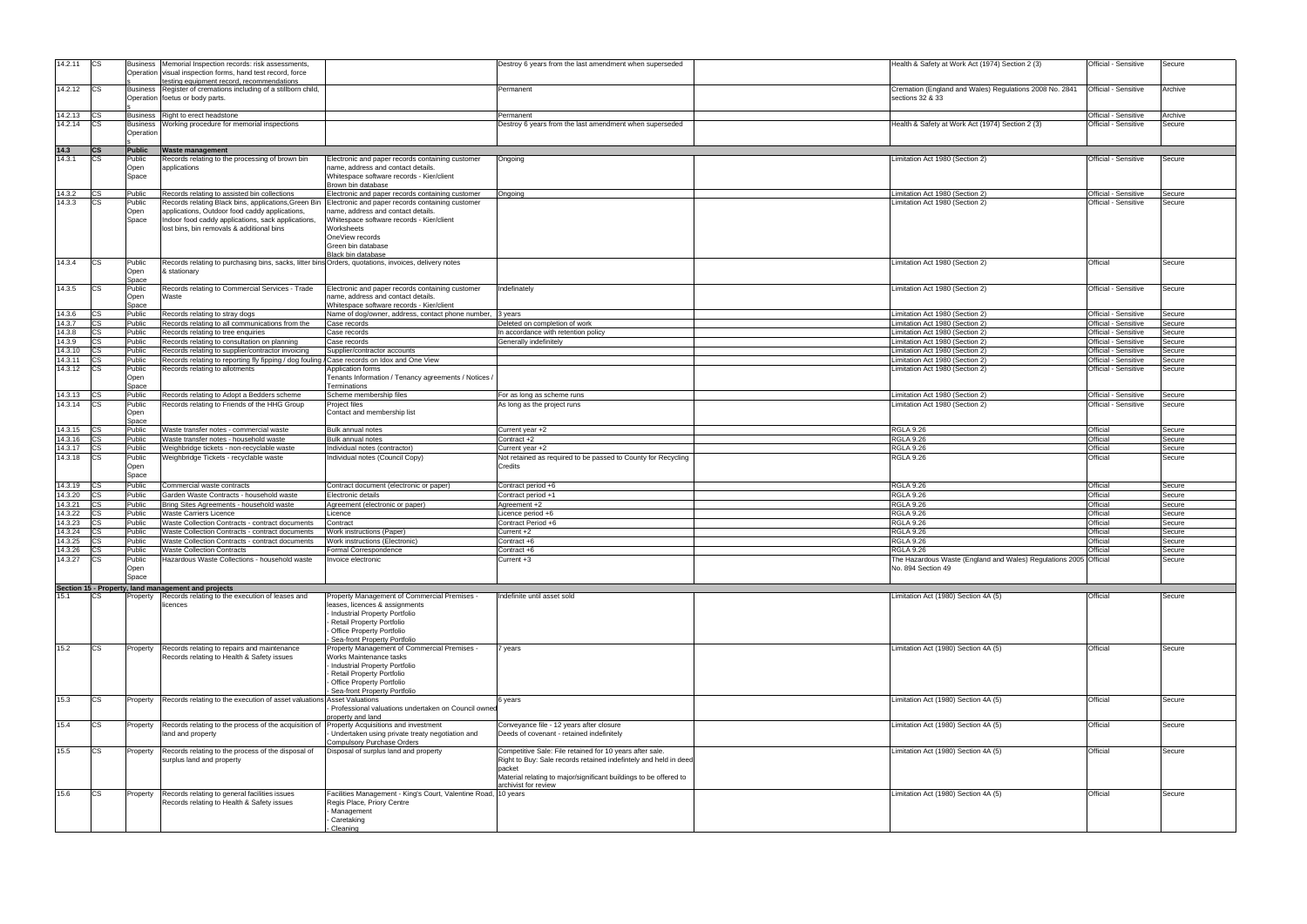| | | | | | | | | | |
|---|---|---|---|---|---|---|---|---|---|
| 14.2.11 | CS | Business Operations | Memorial Inspection records: risk assessments, visual inspection forms, hand test record, force testing equipment record, recommendations | | Destroy 6 years from the last amendment when superseded | | Health & Safety at Work Act (1974) Section 2 (3) | Official - Sensitive | Secure |
| 14.2.12 | CS | Business Operations | Register of cremations including of a stillborn child, foetus or body parts. | | Permanent | | Cremation (England and Wales) Regulations 2008 No. 2841 sections 32 & 33 | Official - Sensitive | Archive |
| 14.2.13 | CS | Business | Right to erect headstone | | Permanent | | | Official - Sensitive | Archive |
| 14.2.14 | CS | Business Operation | Working procedure for memorial inspections | | Destroy 6 years from the last amendment when superseded | | Health & Safety at Work Act (1974) Section 2 (3) | Official - Sensitive | Secure |
| **14.3** | **CS** | **Public** | **Waste management** | | | | | | |
| 14.3.1 | CS | Public Open Space | Records relating to the processing of brown bin applications | Electronic and paper records containing customer name, address and contact details. Whitespace software records - Kier/client Brown bin database | Ongoing | | Limitation Act 1980 (Section 2) | Official - Sensitive | Secure |
| 14.3.2 | CS | Public | Records relating to assisted bin collections | Electronic and paper records containing customer | Ongoing | | Limitation Act 1980 (Section 2) | Official - Sensitive | Secure |
| 14.3.3 | CS | Public Open Space | Records relating Black bins, applications,Green Bin applications, Outdoor food caddy applications, Indoor food caddy applications, sack applications, lost bins, bin removals & additional bins | Electronic and paper records containing customer name, address and contact details. Whitespace software records - Kier/client Worksheets OneView records Green bin database Black bin database | | | Limitation Act 1980 (Section 2) | Official - Sensitive | Secure |
| 14.3.4 | CS | Public Open Space | Records relating to purchasing bins, sacks, litter bins & stationary | Orders, quotations, invoices, delivery notes | | | Limitation Act 1980 (Section 2) | Official | Secure |
| 14.3.5 | CS | Public Open Space | Records relating to Commercial Services - Trade Waste | Electronic and paper records containing customer name, address and contact details. Whitespace software records - Kier/client | Indefinately | | Limitation Act 1980 (Section 2) | Official - Sensitive | Secure |
| 14.3.6 | CS | Public | Records relating to stray dogs | Name of dog/owner, address, contact phone number, | 3 years | | Limitation Act 1980 (Section 2) | Official - Sensitive | Secure |
| 14.3.7 | CS | Public | Records relating to all communications from the | Case records | Deleted on completion of work | | Limitation Act 1980 (Section 2) | Official - Sensitive | Secure |
| 14.3.8 | CS | Public | Records relating to tree enquiries | Case records | In accordance with retention policy | | Limitation Act 1980 (Section 2) | Official - Sensitive | Secure |
| 14.3.9 | CS | Public | Records relating to consultation on planning | Case records | Generally indefinitely | | Limitation Act 1980 (Section 2) | Official - Sensitive | Secure |
| 14.3.10 | CS | Public | Records relating to supplier/contractor invoicing | Supplier/contractor accounts | | | Limitation Act 1980 (Section 2) | Official - Sensitive | Secure |
| 14.3.11 | CS | Public | Records relating to reporting fly tipping / dog fouling / | Case records on Idox and One View | | | Limitation Act 1980 (Section 2) | Official - Sensitive | Secure |
| 14.3.12 | CS | Public Open Space | Records relating to allotments | Application forms Tenants Information / Tenancy agreements / Notices / Terminations | | | Limitation Act 1980 (Section 2) | Official - Sensitive | Secure |
| 14.3.13 | CS | Public | Records relating to Adopt a Bedders scheme | Scheme membership files | For as long as scheme runs | | Limitation Act 1980 (Section 2) | Official - Sensitive | Secure |
| 14.3.14 | CS | Public Open Space | Records relating to Friends of the HHG Group | Project files Contact and membership list | As long as the project runs | | Limitation Act 1980 (Section 2) | Official - Sensitive | Secure |
| 14.3.15 | CS | Public | Waste transfer notes - commercial waste | Bulk annual notes | Current year +2 | | RGLA 9.26 | Official | Secure |
| 14.3.16 | CS | Public | Waste transfer notes - household waste | Bulk annual notes | Contract +2 | | RGLA 9.26 | Official | Secure |
| 14.3.17 | CS | Public | Weighbridge tickets - non-recyclable waste | Individual notes (contractor) | Current year +2 | | RGLA 9.26 | Official | Secure |
| 14.3.18 | CS | Public Open Space | Weighbridge Tickets - recyclable waste | Individual notes (Council Copy) | Not retained as required to be passed to County for Recycling Credits | | RGLA 9.26 | Official | Secure |
| 14.3.19 | CS | Public | Commercial waste contracts | Contract document (electronic or paper) | Contract period +6 | | RGLA 9.26 | Official | Secure |
| 14.3.20 | CS | Public | Garden Waste Contracts - household waste | Electronic details | Contract period +1 | | RGLA 9.26 | Official | Secure |
| 14.3.21 | CS | Public | Bring Sites Agreements - household waste | Agreement (electronic or paper) | Agreement +2 | | RGLA 9.26 | Official | Secure |
| 14.3.22 | CS | Public | Waste Carriers Licence | Licence | Licence period +6 | | RGLA 9.26 | Official | Secure |
| 14.3.23 | CS | Public | Waste Collection Contracts - contract documents | Contract | Contract Period +6 | | RGLA 9.26 | Official | Secure |
| 14.3.24 | CS | Public | Waste Collection Contracts - contract documents | Work instructions (Paper) | Current +2 | | RGLA 9.26 | Official | Secure |
| 14.3.25 | CS | Public | Waste Collection Contracts - contract documents | Work instructions (Electronic) | Contract +6 | | RGLA 9.26 | Official | Secure |
| 14.3.26 | CS | Public | Waste Collection Contracts | Formal Correspondence | Contract +6 | | RGLA 9.26 | Official | Secure |
| 14.3.27 | CS | Public Open Space | Hazardous Waste Collections - household waste | Invoice electronic | Current +3 | | The Hazardous Waste (England and Wales) Regulations 2005 No. 894 Section 49 | Official | Secure |
| **Section 15 - Property, land management and projects** | | | | | | | | | |
| 15.1 | CS | Property | Records relating to the execution of leases and licences | Property Management of Commercial Premises - leases, licences & assignments - Industrial Property Portfolio - Retail Property Portfolio - Office Property Portfolio - Sea-front Property Portfolio | Indefinite until asset sold | | Limitation Act (1980) Section 4A (5) | Official | Secure |
| 15.2 | CS | Property | Records relating to repairs and maintenance Records relating to Health & Safety issues | Property Management of Commercial Premises - Works Maintenance tasks - Industrial Property Portfolio - Retail Property Portfolio - Office Property Portfolio - Sea-front Property Portfolio | 7 years | | Limitation Act (1980) Section 4A (5) | Official | Secure |
| 15.3 | CS | Property | Records relating to the execution of asset valuations | Asset Valuations - Professional valuations undertaken on Council owned property and land | 6 years | | Limitation Act (1980) Section 4A (5) | Official | Secure |
| 15.4 | CS | Property | Records relating to the process of the acquisition of land and property | Property Acquisitions and investment - Undertaken using private treaty negotiation and Compulsory Purchase Orders | Conveyance file - 12 years after closure Deeds of covenant - retained indefinitely | | Limitation Act (1980) Section 4A (5) | Official | Secure |
| 15.5 | CS | Property | Records relating to the process of the disposal of surplus land and property | Disposal of surplus land and property | Competitive Sale: File retained for 10 years after sale. Right to Buy: Sale records retained indefintely and held in deed packet Material relating to major/significant buildings to be offered to archivist for review | | Limitation Act (1980) Section 4A (5) | Official | Secure |
| 15.6 | CS | Property | Records relating to general facilities issues Records relating to Health & Safety issues | Facilities Management - King's Court, Valentine Road, Regis Place, Priory Centre - Management - Caretaking - Cleaning | 10 years | | Limitation Act (1980) Section 4A (5) | Official | Secure |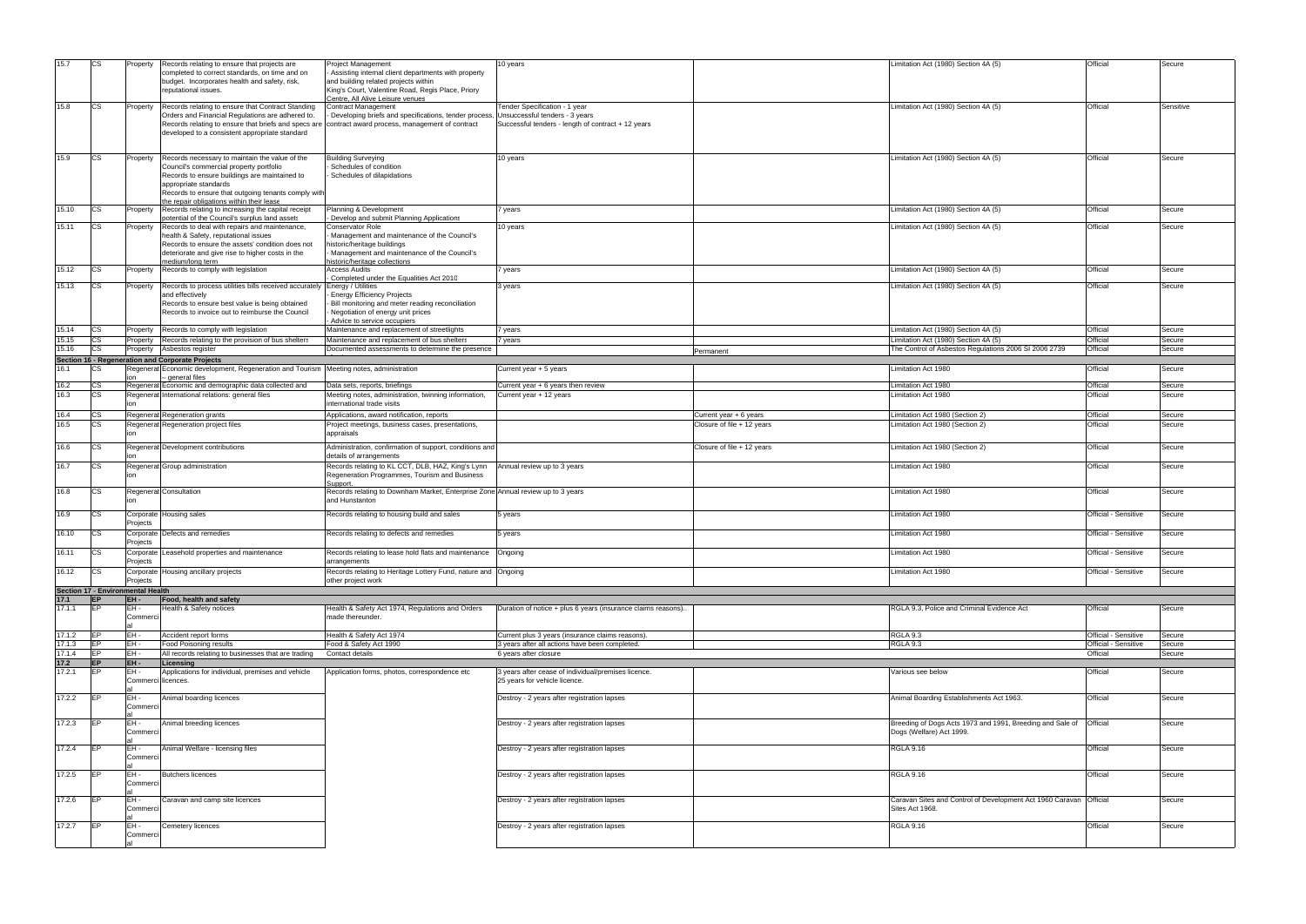| | | | | | | | | | |
|---|---|---|---|---|---|---|---|---|---|
| 15.7 | CS | Property | Records relating to ensure that projects are completed to correct standards, on time and on budget. Incorporates health and safety, risk, reputational issues. | Project Management - Assisting internal client departments with property and building related projects within King's Court, Valentine Road, Regis Place, Priory Centre, All Alive Leisure venues | 10 years | | Limitation Act (1980) Section 4A (5) | Official | Secure |
| 15.8 | CS | Property | Records relating to ensure that Contract Standing Orders and Financial Regulations are adhered to. Records relating to ensure that briefs and specs are developed to a consistent appropriate standard | Contract Management - Developing briefs and specifications, tender process, contract award process, management of contract | Tender Specification - 1 year Unsuccessful tenders - 3 years Successful tenders - length of contract + 12 years | | Limitation Act (1980) Section 4A (5) | Official | Sensitive |
| 15.9 | CS | Property | Records necessary to maintain the value of the Council's commercial property portfolio Records to ensure buildings are maintained to appropriate standards Records to ensure that outgoing tenants comply with the repair obligations within their lease | Building Surveying - Schedules of condition - Schedules of dilapidations | 10 years | | Limitation Act (1980) Section 4A (5) | Official | Secure |
| 15.10 | CS | Property | Records relating to increasing the capital receipt potential of the Council's surplus land assets | Planning & Development - Develop and submit Planning Applications | 7 years | | Limitation Act (1980) Section 4A (5) | Official | Secure |
| 15.11 | CS | Property | Records to deal with repairs and maintenance, health & Safety, reputational issues Records to ensure the assets' condition does not deteriorate and give rise to higher costs in the medium/long term | Conservator Role - Management and maintenance of the Council's historic/heritage buildings - Management and maintenance of the Council's historic/heritage collections | 10 years | | Limitation Act (1980) Section 4A (5) | Official | Secure |
| 15.12 | CS | Property | Records to comply with legislation | Access Audits - Completed under the Equalities Act 2010 | 7 years | | Limitation Act (1980) Section 4A (5) | Official | Secure |
| 15.13 | CS | Property | Records to process utilities bills received accurately and effectively Records to ensure best value is being obtained Records to invoice out to reimburse the Council | Energy / Utilities - Energy Efficiency Projects - Bill monitoring and meter reading reconciliation - Negotiation of energy unit prices - Advice to service occupiers | 3 years | | Limitation Act (1980) Section 4A (5) | Official | Secure |
| 15.14 | CS | Property | Records to comply with legislation | Maintenance and replacement of streetlights | 7 years | | Limitation Act (1980) Section 4A (5) | Official | Secure |
| 15.15 | CS | Property | Records relating to the provision of bus shelters | Maintenance and replacement of bus shelters | 7 years | | Limitation Act (1980) Section 4A (5) | Official | Secure |
| 15.16 | CS | Property | Asbestos register | Documented assessments to determine the presence | | Permanent | The Control of Asbestos Regulations 2006 SI 2006 2739 | Official | Secure |
| **Section 16 - Regeneration and Corporate Projects** | | | | | | | | | |
| 16.1 | CS | Regeneration | Economic development, Regeneration and Tourism - general files | Meeting notes, administration | Current year + 5 years | | Limitation Act 1980 | Official | Secure |
| 16.2 | CS | Regeneration | Economic and demographic data collected and | Data sets, reports, briefings | Current year + 6 years then review | | Limitation Act 1980 | Official | Secure |
| 16.3 | CS | Regeneration | International relations: general files | Meeting notes, administration, twinning information, international trade visits | Current year + 12 years | | Limitation Act 1980 | Official | Secure |
| 16.4 | CS | Regeneration | Regeneration grants | Applications, award notification, reports | | Current year + 6 years | Limitation Act 1980 (Section 2) | Official | Secure |
| 16.5 | CS | Regeneration | Regeneration project files | Project meetings, business cases, presentations, appraisals | | Closure of file + 12 years | Limitation Act 1980 (Section 2) | Official | Secure |
| 16.6 | CS | Regeneration | Development contributions | Administration, confirmation of support, conditions and details of arrangements | | Closure of file + 12 years | Limitation Act 1980 (Section 2) | Official | Secure |
| 16.7 | CS | Regeneration | Group administration | Records relating to KL CCT, DLB, HAZ, King's Lynn Regeneration Programmes, Tourism and Business Support. | Annual review up to 3 years | | Limitation Act 1980 | Official | Secure |
| 16.8 | CS | Regeneration | Consultation | Records relating to Downham Market, Enterprise Zone and Hunstanton | Annual review up to 3 years | | Limitation Act 1980 | Official | Secure |
| 16.9 | CS | Corporate Projects | Housing sales | Records relating to housing build and sales | 5 years | | Limitation Act 1980 | Official - Sensitive | Secure |
| 16.10 | CS | Corporate Projects | Defects and remedies | Records relating to defects and remedies | 5 years | | Limitation Act 1980 | Official - Sensitive | Secure |
| 16.11 | CS | Corporate Projects | Leasehold properties and maintenance | Records relating to lease hold flats and maintenance arrangements | Ongoing | | Limitation Act 1980 | Official - Sensitive | Secure |
| 16.12 | CS | Corporate Projects | Housing ancillary projects | Records relating to Heritage Lottery Fund, nature and other project work | Ongoing | | Limitation Act 1980 | Official - Sensitive | Secure |
| **Section 17 - Environmental Health** | | | | | | | | | |
| **17.1** | **EP** | **EH -** | **Food, health and safety** | | | | | | |
| 17.1.1 | EP | EH - Commercial | Health & Safety notices | Health & Safety Act 1974, Regulations and Orders made thereunder. | Duration of notice + plus 6 years (insurance claims reasons).. | | RGLA 9.3, Police and Criminal Evidence Act | Official | Secure |
| 17.1.2 | EP | EH - | Accident report forms | Health & Safety Act 1974 | Current plus 3 years (insurance claims reasons). | | RGLA 9.3 | Official - Sensitive | Secure |
| 17.1.3 | EP | EH - | Food Poisoning results | Food & Safety Act 1990 | 3 years after all actions have been completed. | | RGLA 9.3 | Official - Sensitive | Secure |
| 17.1.4 | EP | EH - | All records relating to businesses that are trading | Contact details | 6 years after closure | | | Official | Secure |
| **17.2** | **EP** | **EH -** | **Licensing** | | | | | | |
| 17.2.1 | EP | EH - Commercial | Applications for individual, premises and vehicle licences. | Application forms, photos, correspondence etc | 3 years after cease of individual/premises licence. 25 years for vehicle licence. | | Various see below | Official | Secure |
| 17.2.2 | EP | EH - Commercial | Animal boarding licences | | Destroy - 2 years after registration lapses | | Animal Boarding Establishments Act 1963. | Official | Secure |
| 17.2.3 | EP | EH - Commercial | Animal breeding licences | | Destroy - 2 years after registration lapses | | Breeding of Dogs Acts 1973 and 1991, Breeding and Sale of Dogs (Welfare) Act 1999. | Official | Secure |
| 17.2.4 | EP | EH - Commercial | Animal Welfare - licensing files | | Destroy - 2 years after registration lapses | | RGLA 9.16 | Official | Secure |
| 17.2.5 | EP | EH - Commercial | Butchers licences | | Destroy - 2 years after registration lapses | | RGLA 9.16 | Official | Secure |
| 17.2.6 | EP | EH - Commercial | Caravan and camp site licences | | Destroy - 2 years after registration lapses | | Caravan Sites and Control of Development Act 1960 Caravan Sites Act 1968. | Official | Secure |
| 17.2.7 | EP | EH - Commercial | Cemetery licences | | Destroy - 2 years after registration lapses | | RGLA 9.16 | Official | Secure |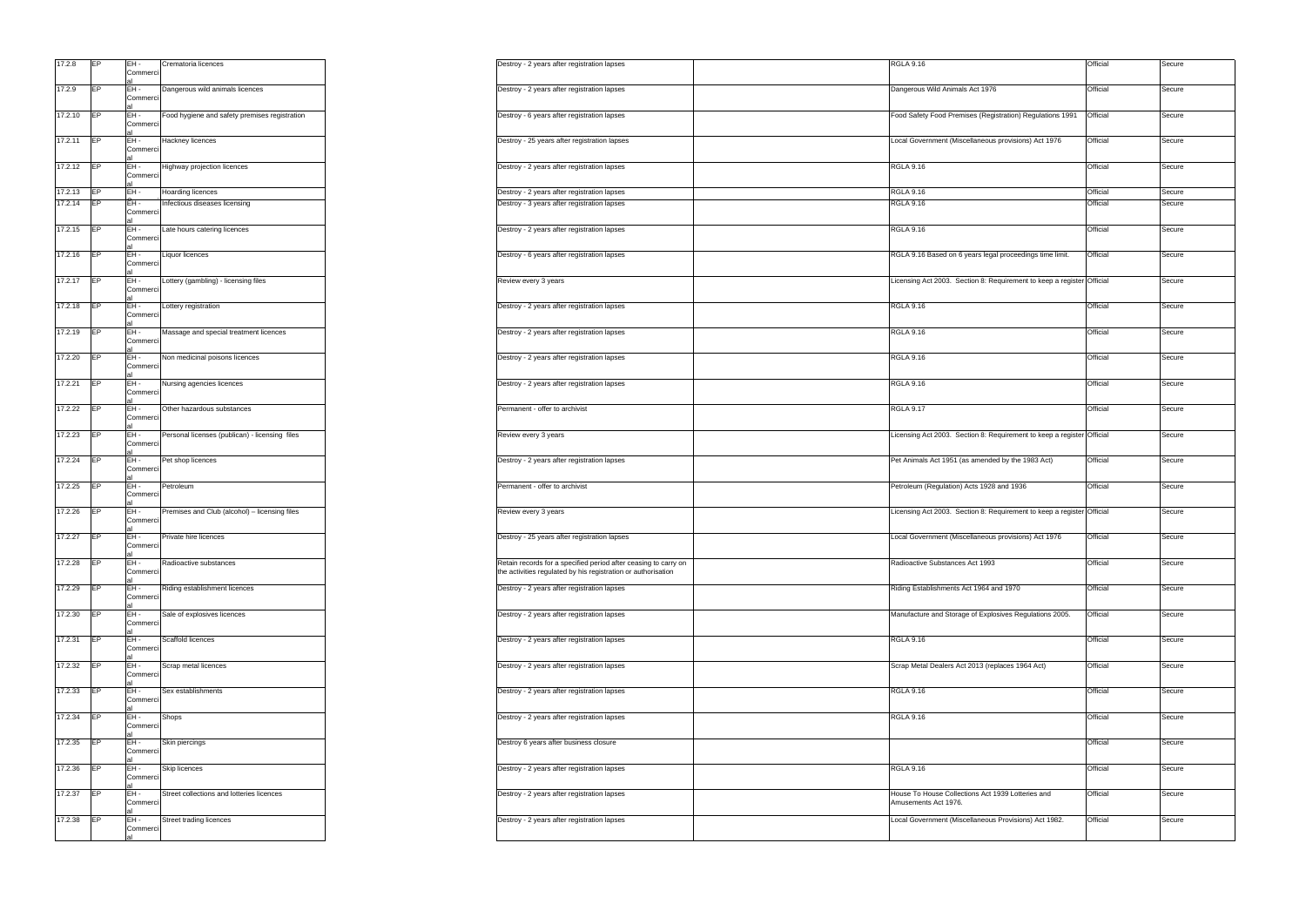| 17.2.8 | EP | EH - Commercial | Crematoria licences | Destroy - 2 years after registration lapses | | RGLA 9.16 | Official | Secure |
|---|---|---|---|---|---|---|---|---|
| 17.2.9 | EP | EH - Commercial | Dangerous wild animals licences | Destroy - 2 years after registration lapses | | Dangerous Wild Animals Act 1976 | Official | Secure |
| 17.2.10 | EP | EH - Commercial | Food hygiene and safety premises registration | Destroy - 6 years after registration lapses | | Food Safety Food Premises (Registration) Regulations 1991 | Official | Secure |
| 17.2.11 | EP | EH - Commercial | Hackney licences | Destroy - 25 years after registration lapses | | Local Government (Miscellaneous provisions) Act 1976 | Official | Secure |
| 17.2.12 | EP | EH - Commercial | Highway projection licences | Destroy - 2 years after registration lapses | | RGLA 9.16 | Official | Secure |
| 17.2.13 | EP | EH - | Hoarding licences | Destroy - 2 years after registration lapses | | RGLA 9.16 | Official | Secure |
| 17.2.14 | EP | EH - Commercial | Infectious diseases licensing | Destroy - 3 years after registration lapses | | RGLA 9.16 | Official | Secure |
| 17.2.15 | EP | EH - Commercial | Late hours catering licences | Destroy - 2 years after registration lapses | | RGLA 9.16 | Official | Secure |
| 17.2.16 | EP | EH - Commercial | Liquor licences | Destroy - 6 years after registration lapses | | RGLA 9.16 Based on 6 years legal proceedings time limit. | Official | Secure |
| 17.2.17 | EP | EH - Commercial | Lottery (gambling) - licensing files | Review every 3 years | | Licensing Act 2003. Section 8: Requirement to keep a register | Official | Secure |
| 17.2.18 | EP | EH - Commercial | Lottery registration | Destroy - 2 years after registration lapses | | RGLA 9.16 | Official | Secure |
| 17.2.19 | EP | EH - Commercial | Massage and special treatment licences | Destroy - 2 years after registration lapses | | RGLA 9.16 | Official | Secure |
| 17.2.20 | EP | EH - Commercial | Non medicinal poisons licences | Destroy - 2 years after registration lapses | | RGLA 9.16 | Official | Secure |
| 17.2.21 | EP | EH - Commercial | Nursing agencies licences | Destroy - 2 years after registration lapses | | RGLA 9.16 | Official | Secure |
| 17.2.22 | EP | EH - Commercial | Other hazardous substances | Permanent - offer to archivist | | RGLA 9.17 | Official | Secure |
| 17.2.23 | EP | EH - Commercial | Personal licenses (publican) - licensing files | Review every 3 years | | Licensing Act 2003. Section 8: Requirement to keep a register | Official | Secure |
| 17.2.24 | EP | EH - Commercial | Pet shop licences | Destroy - 2 years after registration lapses | | Pet Animals Act 1951 (as amended by the 1983 Act) | Official | Secure |
| 17.2.25 | EP | EH - Commercial | Petroleum | Permanent - offer to archivist | | Petroleum (Regulation) Acts 1928 and 1936 | Official | Secure |
| 17.2.26 | EP | EH - Commercial | Premises and Club (alcohol) – licensing files | Review every 3 years | | Licensing Act 2003. Section 8: Requirement to keep a register | Official | Secure |
| 17.2.27 | EP | EH - Commercial | Private hire licences | Destroy - 25 years after registration lapses | | Local Government (Miscellaneous provisions) Act 1976 | Official | Secure |
| 17.2.28 | EP | EH - Commercial | Radioactive substances | Retain records for a specified period after ceasing to carry on the activities regulated by his registration or authorisation | | Radioactive Substances Act 1993 | Official | Secure |
| 17.2.29 | EP | EH - Commercial | Riding establishment licences | Destroy - 2 years after registration lapses | | Riding Establishments Act 1964 and 1970 | Official | Secure |
| 17.2.30 | EP | EH - Commercial | Sale of explosives licences | Destroy - 2 years after registration lapses | | Manufacture and Storage of Explosives Regulations 2005. | Official | Secure |
| 17.2.31 | EP | EH - Commercial | Scaffold licences | Destroy - 2 years after registration lapses | | RGLA 9.16 | Official | Secure |
| 17.2.32 | EP | EH - Commercial | Scrap metal licences | Destroy - 2 years after registration lapses | | Scrap Metal Dealers Act 2013 (replaces 1964 Act) | Official | Secure |
| 17.2.33 | EP | EH - Commercial | Sex establishments | Destroy - 2 years after registration lapses | | RGLA 9.16 | Official | Secure |
| 17.2.34 | EP | EH - Commercial | Shops | Destroy - 2 years after registration lapses | | RGLA 9.16 | Official | Secure |
| 17.2.35 | EP | EH - Commercial | Skin piercings | Destroy 6 years after business closure | | | Official | Secure |
| 17.2.36 | EP | EH - Commercial | Skip licences | Destroy - 2 years after registration lapses | | RGLA 9.16 | Official | Secure |
| 17.2.37 | EP | EH - Commercial | Street collections and lotteries licences | Destroy - 2 years after registration lapses | | House To House Collections Act 1939 Lotteries and Amusements Act 1976. | Official | Secure |
| 17.2.38 | EP | EH - Commercial | Street trading licences | Destroy - 2 years after registration lapses | | Local Government (Miscellaneous Provisions) Act 1982. | Official | Secure |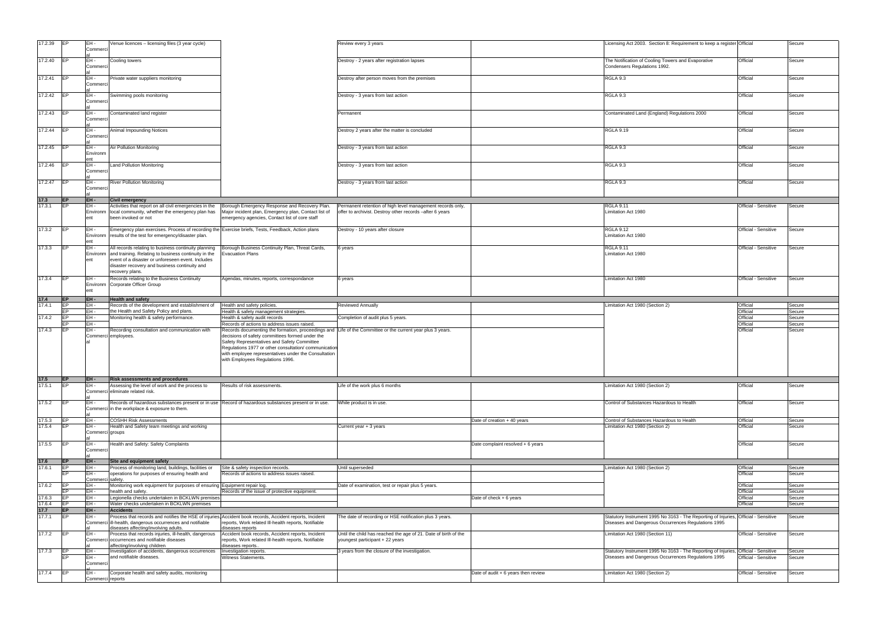| | | | | | | | | | |
|---|---|---|---|---|---|---|---|---|---|
| 17.2.39 | EP | EH - Commercial | Venue licences – licensing files (3 year cycle) | | Review every 3 years | | Licensing Act 2003. Section 8: Requirement to keep a register | Official | Secure |
| 17.2.40 | EP | EH - Commercial | Cooling towers | | Destroy - 2 years after registration lapses | | The Notification of Cooling Towers and Evaporative Condensers Regulations 1992. | Official | Secure |
| 17.2.41 | EP | EH - Commercial | Private water suppliers monitoring | | Destroy after person moves from the premises | | RGLA 9.3 | Official | Secure |
| 17.2.42 | EP | EH - Commercial | Swimming pools monitoring | | Destroy - 3 years from last action | | RGLA 9.3 | Official | Secure |
| 17.2.43 | EP | EH - Commercial | Contaminated land register | | Permanent | | Contaminated Land (England) Regulations 2000 | Official | Secure |
| 17.2.44 | EP | EH - Commercial | Animal Impounding Notices | | Destroy 2 years after the matter is concluded | | RGLA 9.19 | Official | Secure |
| 17.2.45 | EP | EH - Environment | Air Pollution Monitoring | | Destroy - 3 years from last action | | RGLA 9.3 | Official | Secure |
| 17.2.46 | EP | EH - Commercial | Land Pollution Monitoring | | Destroy - 3 years from last action | | RGLA 9.3 | Official | Secure |
| 17.2.47 | EP | EH - Commercial | River Pollution Monitoring | | Destroy - 3 years from last action | | RGLA 9.3 | Official | Secure |
| **17.3** | **EP** | **EH -** | **Civil emergency** | | | | | | |
| 17.3.1 | EP | EH - Environment | Activities that report on all civil emergencies in the local community, whether the emergency plan has been invoked or not | Borough Emergency Response and Recovery Plan. Major incident plan, Emergency plan, Contact list of emergency agencies, Contact list of core staff | Permanent retention of high level management records only, offer to archivist. Destroy other records –after 6 years | | RGLA 9.11 Limitation Act 1980 | Official - Sensitive | Secure |
| 17.3.2 | EP | EH - Environment | Emergency plan exercises. Process of recording the results of the test for emergency/disaster plan. | Exercise briefs, Tests, Feedback, Action plans | Destroy - 10 years after closure | | RGLA 9.12 Limitation Act 1980 | Official - Sensitive | Secure |
| 17.3.3 | EP | EH - Environment | All records relating to business continuity planning and training. Relating to business continuity in the event of a disaster or unforeseen event. Includes disaster recovery and business continuity and recovery plans. | Borough Business Continuity Plan, Threat Cards, Evacuation Plans | 6 years | | RGLA 9.11 Limitation Act 1980 | Official - Sensitive | Secure |
| 17.3.4 | EP | EH - Environment | Records relating to the Business Continuity Corporate Officer Group | Agendas, minutes, reports, correspondance | 6 years | | Limitation Act 1980 | Official - Sensitive | Secure |
| **17.4** | **EP** | **EH -** | **Health and safety** | | | | | | |
| 17.4.1 | EP | EH - | Records of the development and establishment of the Health and Safety Policy and plans. | Health and safety policies. | Reviewed Annually | | Limitation Act 1980 (Section 2) | Official | Secure |
| | EP | EH - | | Health & safety management strategies. | | | | Official | Secure |
| 17.4.2 | EP | EH - | Monitoring health & safety performance. | Health & safety audit records | Completion of audit plus 5 years. | | | Official | Secure |
| | EP | EH - | | Records of actions to address issues raised. | | | | Official | Secure |
| 17.4.3 | EP | EH - Commercial | Recording consultation and communication with employees. | Records documenting the formation, proceedings and decisions of safety committees formed under the Safety Representatives and Safety Committee Regulations 1977 or other consultation/ communication with employee representatives under the Consultation with Employees Regulations 1996. | Life of the Committee or the current year plus 3 years. | | | Official | Secure |
| **17.5** | **EP** | **EH -** | **Risk assessments and procedures** | | | | | | |
| 17.5.1 | EP | EH - Commercial | Assessing the level of work and the process to eliminate related risk. | Results of risk assessments. | Life of the work plus 6 months | | Limitation Act 1980 (Section 2) | Official | Secure |
| 17.5.2 | EP | EH - Commercial | Records of hazardous substances present or in use in the workplace & exposure to them. | Record of hazardous substances present or in use. | While product is in use. | | Control of Substances Hazardous to Health | Official | Secure |
| 17.5.3 | EP | EH - | COSHH Risk Assessments | | | Date of creation + 40 years | Control of Substances Hazardous to Health | Official | Secure |
| 17.5.4 | EP | EH - Commercial | Health and Safety team meetings and working groups | | Current year + 3 years | | Limitation Act 1980 (Section 2) | Official | Secure |
| 17.5.5 | EP | EH - Commercial | Health and Safety: Safety Complaints | | | Date complaint resolved + 6 years | | Official | Secure |
| **17.6** | **EP** | **EH -** | **Site and equipment safety** | | | | | | |
| 17.6.1 | EP | EH - | Process of monitoring land, buildings, facilities or operations for purposes of ensuring health and safety. | Site & safety inspection records. | Until superseded | | Limitation Act 1980 (Section 2) | Official | Secure |
| | EP | EH - Commercial | | Records of actions to address issues raised. | | | | Official | Secure |
| 17.6.2 | EP | EH - | Monitoring work equipment for purposes of ensuring health and safety. | Equipment repair log. | Date of examination, test or repair plus 5 years. | | | Official | Secure |
| | EP | EH - | | Records of the issue of protective equipment. | | | | Official | Secure |
| 17.6.3 | EP | EH - | Legionella checks undertaken in BCKLWN premises | | | Date of check + 6 years | | Official | Secure |
| 17.6.4 | EP | EH - | Water checks undertaken in BCKLWN premises | | | | | Official | Secure |
| **17.7** | **EP** | **EH -** | **Accidents** | | | | | | |
| 17.7.1 | EP | EH - Commercial | Process that records and notifies the HSE of injuries, ill-health, dangerous occurrences and notifiable diseases affecting/involving adults. | Accident book records, Accident reports, Incident reports, Work related Ill-health reports, Notifiable diseases reports | The date of recording or HSE notification plus 3 years. | | Statutory Instrument 1995 No 3163 - The Reporting of Injuries, Diseases and Dangerous Occurrences Regulations 1995 | Official - Sensitive | Secure |
| 17.7.2 | EP | EH - Commercial | Process that records injuries, ill-health, dangerous occurrences and notifiable diseases affecting/involving children | Accident book records, Accident reports, Incident reports, Work related Ill-health reports, Notifiable diseases reports. | Until the child has reached the age of 21. Date of birth of the youngest participant + 22 years | | Limitation Act 1980 (Section 11) | Official - Sensitive | Secure |
| 17.7.3 | EP | EH - | Investigation of accidents, dangerous occurrences and notifiable diseases. | Investigation reports. | 3 years from the closure of the investigation. | | Statutory Instrument 1995 No 3163 - The Reporting of Injuries, Diseases and Dangerous Occurrences Regulations 1995 | Official - Sensitive | Secure |
| | EP | EH - Commercial | | Witness Statements. | | | | Official - Sensitive | Secure |
| 17.7.4 | EP | EH - Commercial | Corporate health and safety audits, monitoring reports | | | Date of audit + 6 years then review | Limitation Act 1980 (Section 2) | Official - Sensitive | Secure |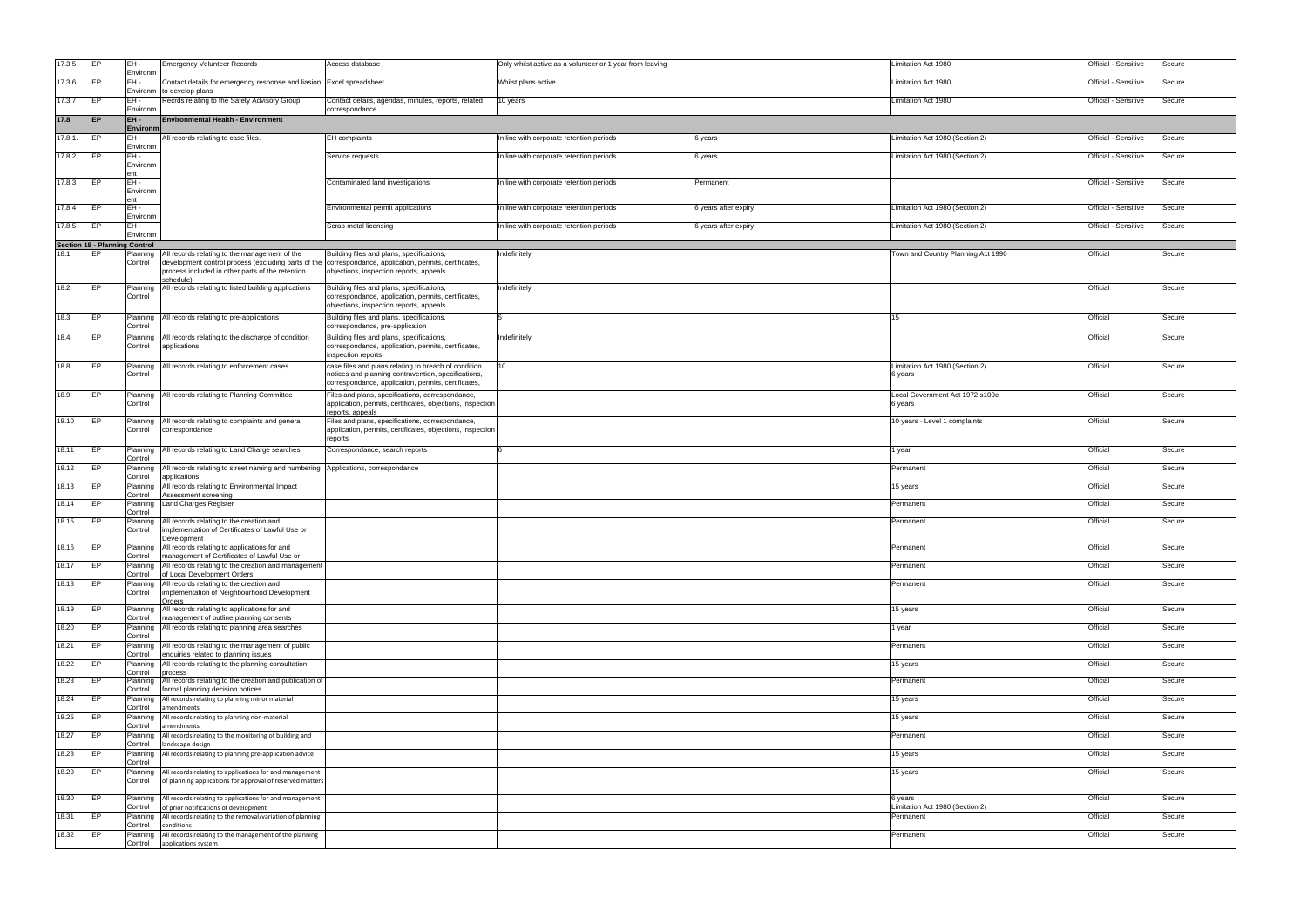| | | | | | | | | | |
|---|---|---|---|---|---|---|---|---|---|
| 17.3.5 | EP | EH - Environm | Emergency Volunteer Records | Access database | Only whilst active as a volunteer or 1 year from leaving | | Limitation Act 1980 | Official - Sensitive | Secure |
| 17.3.6 | EP | EH - Environm | Contact details for emergency response and liasion to develop plans | Excel spreadsheet | Whilst plans active | | Limitation Act 1980 | Official - Sensitive | Secure |
| 17.3.7 | EP | EH - Environm | Recrds relating to the Safety Advisory Group | Contact details, agendas, minutes, reports, related correspondance | 10 years | | Limitation Act 1980 | Official - Sensitive | Secure |
| **17.8** | **EP** | **EH - Environm** | **Environmental Health - Environment** | | | | | | |
| 17.8.1. | EP | EH - Environm | All records relating to case files. | EH complaints | In line with corporate retention periods | 6 years | Limitation Act 1980 (Section 2) | Official - Sensitive | Secure |
| 17.8.2 | EP | EH - Environm ent | | Service requests | In line with corporate retention periods | 6 years | Limitation Act 1980 (Section 2) | Official - Sensitive | Secure |
| 17.8.3 | EP | EH - Environm ent | | Contaminated land investigations | In line with corporate retention periods | Permanent | | Official - Sensitive | Secure |
| 17.8.4 | EP | EH - Environm ent | | Environmental permit applications | In line with corporate retention periods | 6 years after expiry | Limitation Act 1980 (Section 2) | Official - Sensitive | Secure |
| 17.8.5 | EP | EH - Environm | | Scrap metal licensing | In line with corporate retention periods | 6 years after expiry | Limitation Act 1980 (Section 2) | Official - Sensitive | Secure |
| **Section 18 - Planning Control** | | | | | | | | | |
| 18.1 | EP | Planning Control | All records relating to the management of the development control process (excluding parts of the process included in other parts of the retention schedule) | Building files and plans, specifications, correspondance, application, permits, certificates, objections, inspection reports, appeals | Indefinitely | | Town and Country Planning Act 1990 | Official | Secure |
| 18.2 | EP | Planning Control | All records relating to listed building applications | Building files and plans, specifications, correspondance, application, permits, certificates, objections, inspection reports, appeals | Indefinitely | | | Official | Secure |
| 18.3 | EP | Planning Control | All records relating to pre-applications | Building files and plans, specifications, correspondance, pre-application | 5 | | 15 | Official | Secure |
| 18.4 | EP | Planning Control | All records relating to the discharge of condition applications | Building files and plans, specifications, correspondance, application, permits, certificates, inspection reports | Indefinitely | | | Official | Secure |
| 18.8 | EP | Planning Control | All records relating to enforcement cases | case files and plans relating to breach of condition notices and planning contravention, specifications, correspondance, application, permits, certificates, | 10 | | Limitation Act 1980 (Section 2) 6 years | Official | Secure |
| 18.9 | EP | Planning Control | All records relating to Planning Committee | Files and plans, specifications, correspondance, application, permits, certificates, objections, inspection reports, appeals | | | Local Government Act 1972 s100c 6 years | Official | Secure |
| 18.10 | EP | Planning Control | All records relating to complaints and general correspondance | Files and plans, specifications, correspondance, application, permits, certificates, objections, inspection reports | | | 10 years - Level 1 complaints | Official | Secure |
| 18.11 | EP | Planning Control | All records relating to Land Charge searches | Correspondance, search reports | 6 | | 1 year | Official | Secure |
| 18.12 | EP | Planning Control | All records relating to street naming and numbering applications | Applications, correspondance | | | Permanent | Official | Secure |
| 18.13 | EP | Planning Control | All records relating to Environmental Impact Assessment screening | | | | 15 years | Official | Secure |
| 18.14 | EP | Planning Control | Land Charges Register | | | | Permanent | Official | Secure |
| 18.15 | EP | Planning Control | All records relating to the creation and implementation of Certificates of Lawful Use or Development | | | | Permanent | Official | Secure |
| 18.16 | EP | Planning Control | All records relating to applications for and management of Certificates of Lawful Use or | | | | Permanent | Official | Secure |
| 18.17 | EP | Planning Control | All records relating to the creation and management of Local Development Orders | | | | Permanent | Official | Secure |
| 18.18 | EP | Planning Control | All records relating to the creation and implementation of Neighbourhood Development Orders | | | | Permanent | Official | Secure |
| 18.19 | EP | Planning Control | All records relating to applications for and management of outline planning consents | | | | 15 years | Official | Secure |
| 18.20 | EP | Planning Control | All records relating to planning area searches | | | | 1 year | Official | Secure |
| 18.21 | EP | Planning Control | All records relating to the management of public enquiries related to planning issues | | | | Permanent | Official | Secure |
| 18.22 | EP | Planning Control | All records relating to the planning consultation process | | | | 15 years | Official | Secure |
| 18.23 | EP | Planning Control | All records relating to the creation and publication of formal planning decision notices | | | | Permanent | Official | Secure |
| 18.24 | EP | Planning Control | All records relating to planning minor material amendments | | | | 15 years | Official | Secure |
| 18.25 | EP | Planning Control | All records relating to planning non-material amendments | | | | 15 years | Official | Secure |
| 18.27 | EP | Planning Control | All records relating to the monitoring of building and landscape design | | | | Permanent | Official | Secure |
| 18.28 | EP | Planning Control | All records relating to planning pre-application advice | | | | 15 years | Official | Secure |
| 18.29 | EP | Planning Control | All records relating to applications for and management of planning applications for approval of reserved matters | | | | 15 years | Official | Secure |
| 18.30 | EP | Planning Control | All records relating to applications for and management of prior notifications of development | | | | 6 years Limitation Act 1980 (Section 2) | Official | Secure |
| 18.31 | EP | Planning Control | All records relating to the removal/variation of planning conditions | | | | Permanent | Official | Secure |
| 18.32 | EP | Planning Control | All records relating to the management of the planning applications system | | | | Permanent | Official | Secure |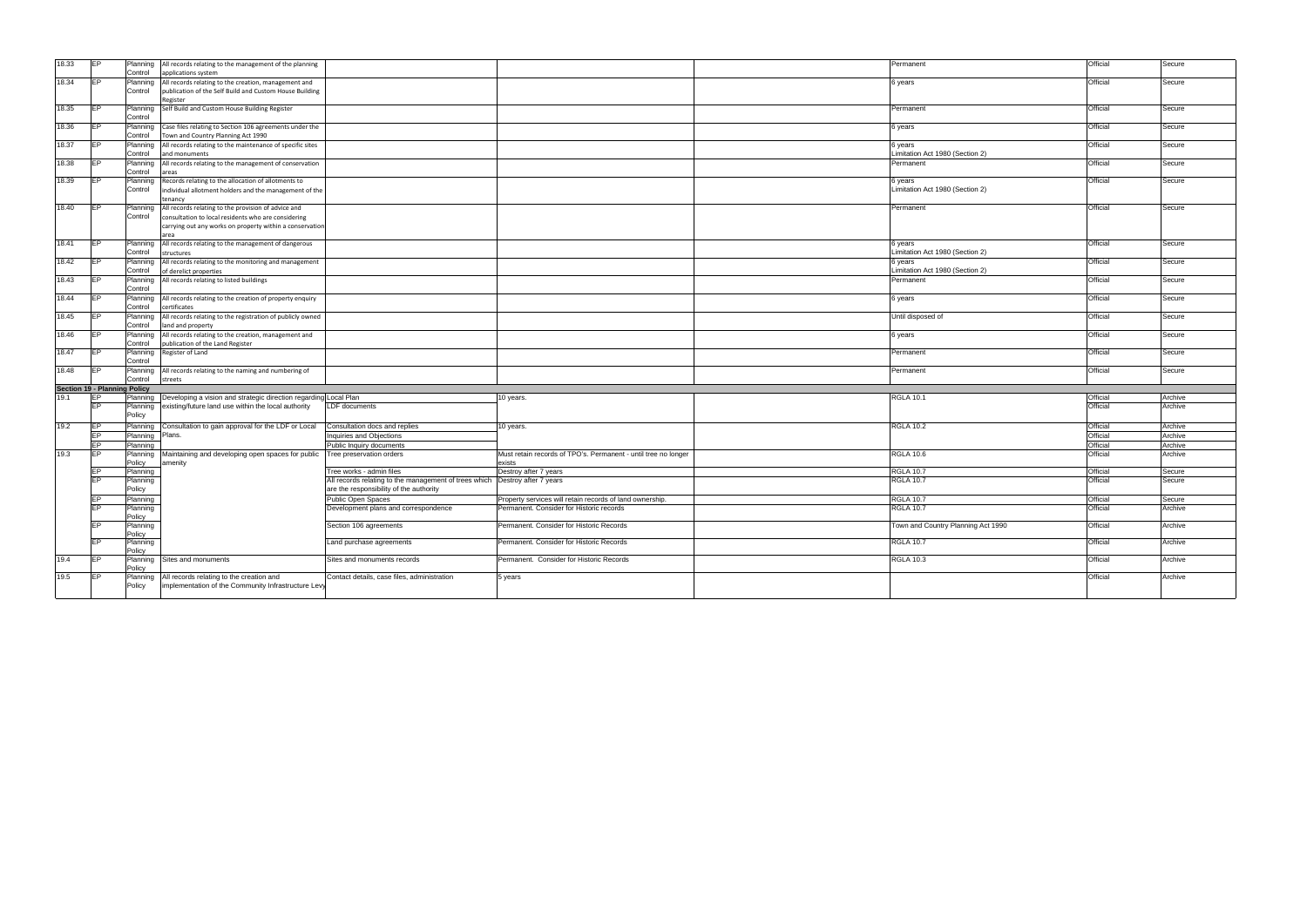| | | | | | | | | | |
|---|---|---|---|---|---|---|---|---|---|
| 18.33 | EP | Planning Control | All records relating to the management of the planning applications system | | | | Permanent | Official | Secure |
| 18.34 | EP | Planning Control | All records relating to the creation, management and publication of the Self Build and Custom House Building Register | | | | 6 years | Official | Secure |
| 18.35 | EP | Planning Control | Self Build and Custom House Building Register | | | | Permanent | Official | Secure |
| 18.36 | EP | Planning Control | Case files relating to Section 106 agreements under the Town and Country Planning Act 1990 | | | | 6 years | Official | Secure |
| 18.37 | EP | Planning Control | All records relating to the maintenance of specific sites and monuments | | | | 6 years Limitation Act 1980 (Section 2) | Official | Secure |
| 18.38 | EP | Planning Control | All records relating to the management of conservation areas | | | | Permanent | Official | Secure |
| 18.39 | EP | Planning Control | Records relating to the allocation of allotments to individual allotment holders and the management of the tenancy | | | | 6 years Limitation Act 1980 (Section 2) | Official | Secure |
| 18.40 | EP | Planning Control | All records relating to the provision of advice and consultation to local residents who are considering carrying out any works on property within a conservation area | | | | Permanent | Official | Secure |
| 18.41 | EP | Planning Control | All records relating to the management of dangerous structures | | | | 6 years Limitation Act 1980 (Section 2) | Official | Secure |
| 18.42 | EP | Planning Control | All records relating to the monitoring and management of derelict properties | | | | 6 years Limitation Act 1980 (Section 2) | Official | Secure |
| 18.43 | EP | Planning Control | All records relating to listed buildings | | | | Permanent | Official | Secure |
| 18.44 | EP | Planning Control | All records relating to the creation of property enquiry certificates | | | | 6 years | Official | Secure |
| 18.45 | EP | Planning Control | All records relating to the registration of publicly owned land and property | | | | Until disposed of | Official | Secure |
| 18.46 | EP | Planning Control | All records relating to the creation, management and publication of the Land Register | | | | 6 years | Official | Secure |
| 18.47 | EP | Planning Control | Register of Land | | | | Permanent | Official | Secure |
| 18.48 | EP | Planning Control | All records relating to the naming and numbering of streets | | | | Permanent | Official | Secure |
| **Section 19 - Planning Policy** | | | | | | | | | |
| 19.1 | EP | Planning | Developing a vision and strategic direction regarding existing/future land use within the local authority | Local Plan | 10 years. | | RGLA 10.1 | Official | Archive |
| | EP | Planning Policy | | LDF documents | | | | Official | Archive |
| 19.2 | EP | Planning | Consultation to gain approval for the LDF or Local Plans. | Consultation docs and replies | 10 years. | | RGLA 10.2 | Official | Archive |
| | EP | Planning | | Inquiries and Objections | | | | Official | Archive |
| | EP | Planning | | Public Inquiry documents | | | | Official | Archive |
| 19.3 | EP | Planning Policy | Maintaining and developing open spaces for public amenity | Tree preservation orders | Must retain records of TPO's. Permanent - until tree no longer exists | | RGLA 10.6 | Official | Archive |
| | EP | Planning | | Tree works - admin files | Destroy after 7 years | | RGLA 10.7 | Official | Secure |
| | EP | Planning Policy | | All records relating to the management of trees which are the responsibility of the authority | Destroy after 7 years | | RGLA 10.7 | Official | Secure |
| | EP | Planning | | Public Open Spaces | Property services will retain records of land ownership. | | RGLA 10.7 | Official | Secure |
| | EP | Planning Policy | | Development plans and correspondence | Permanent. Consider for Historic records | | RGLA 10.7 | Official | Archive |
| | EP | Planning Policy | | Section 106 agreements | Permanent. Consider for Historic Records | | Town and Country Planning Act 1990 | Official | Archive |
| | EP | Planning Policy | | Land purchase agreements | Permanent. Consider for Historic Records | | RGLA 10.7 | Official | Archive |
| 19.4 | EP | Planning Policy | Sites and monuments | Sites and monuments records | Permanent. Consider for Historic Records | | RGLA 10.3 | Official | Archive |
| 19.5 | EP | Planning Policy | All records relating to the creation and implementation of the Community Infrastructure Levy | Contact details, case files, administration | 5 years | | | Official | Archive |